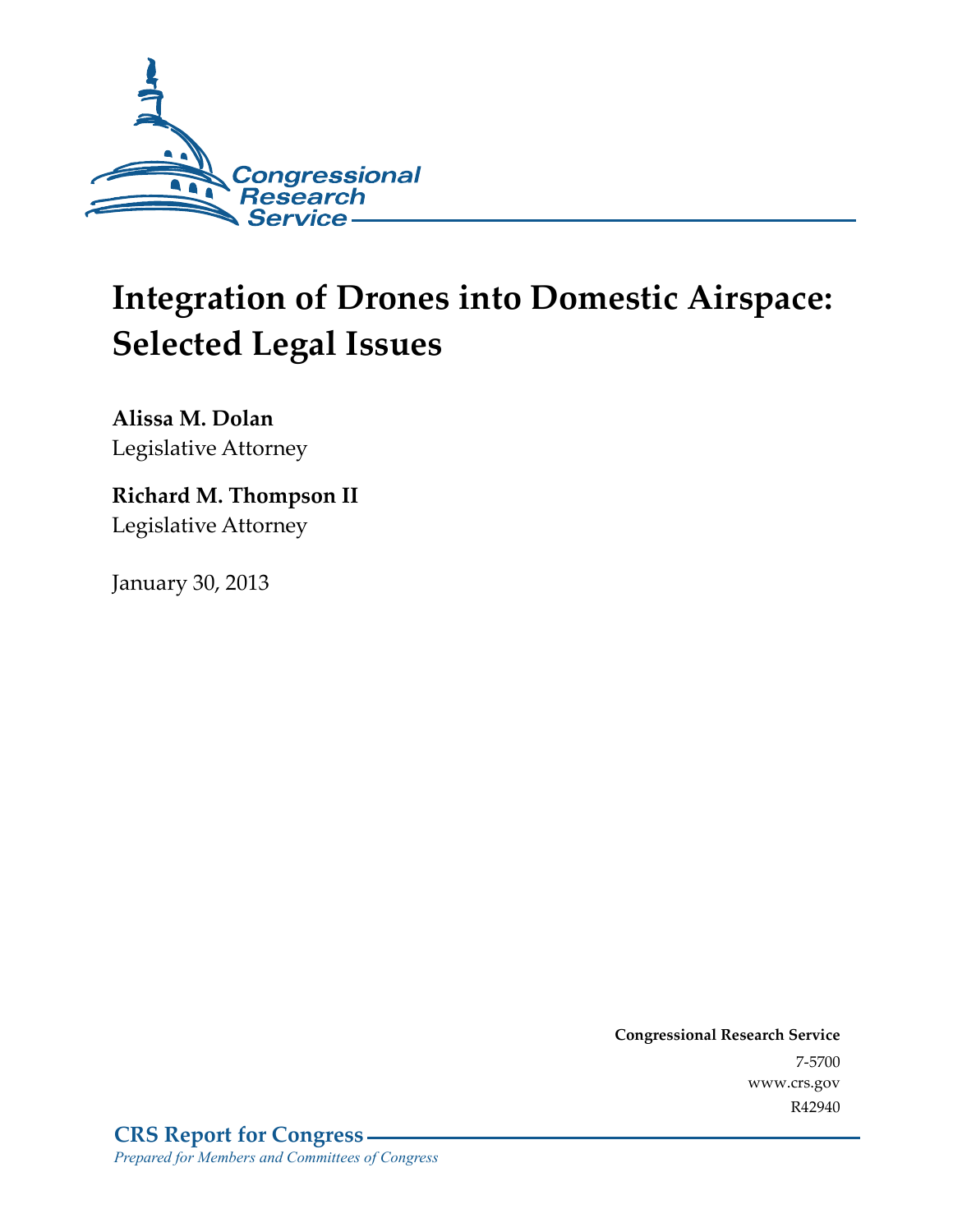Congressional Research Service

# Integration of Drones into Domestic Airspace: Selected Legal Issues

**Alissa M. Dolan**
Legislative Attorney

**Richard M. Thompson II**
Legislative Attorney

January 30, 2013

**Congressional Research Service**
7-5700
www.crs.gov
R42940

**CRS Report for Congress**
*Prepared for Members and Committees of Congress*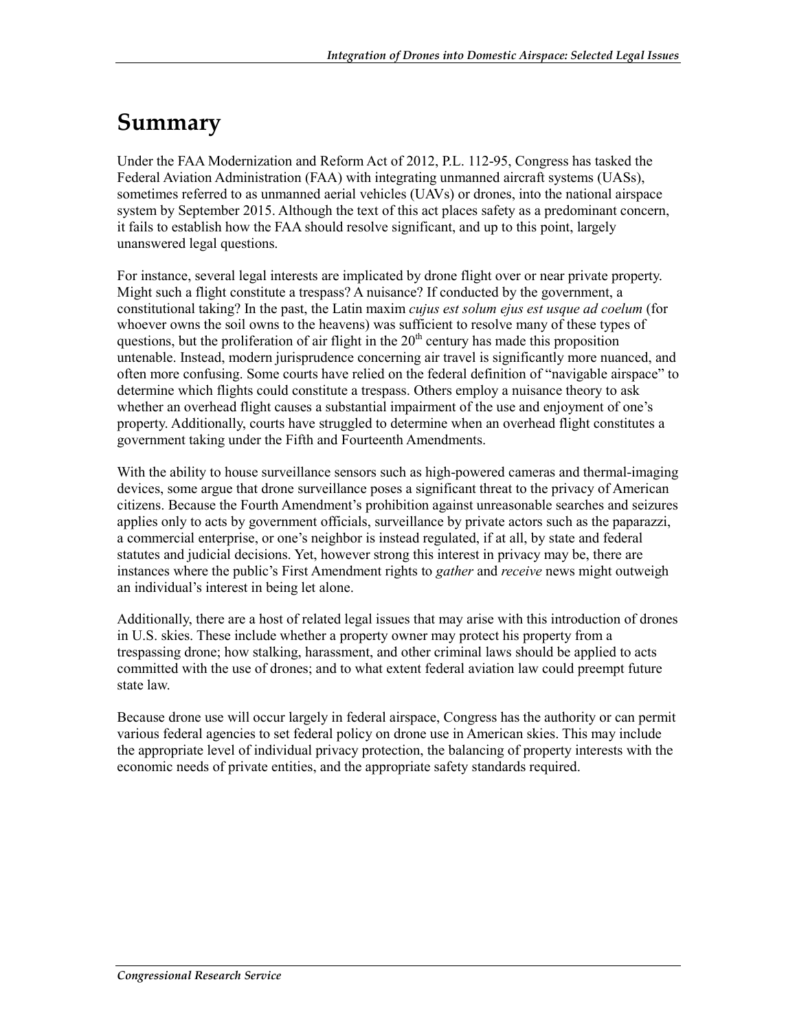# Summary

Under the FAA Modernization and Reform Act of 2012, P.L. 112-95, Congress has tasked the Federal Aviation Administration (FAA) with integrating unmanned aircraft systems (UASs), sometimes referred to as unmanned aerial vehicles (UAVs) or drones, into the national airspace system by September 2015. Although the text of this act places safety as a predominant concern, it fails to establish how the FAA should resolve significant, and up to this point, largely unanswered legal questions.

For instance, several legal interests are implicated by drone flight over or near private property. Might such a flight constitute a trespass? A nuisance? If conducted by the government, a constitutional taking? In the past, the Latin maxim *cujus est solum ejus est usque ad coelum* (for whoever owns the soil owns to the heavens) was sufficient to resolve many of these types of questions, but the proliferation of air flight in the 20th century has made this proposition untenable. Instead, modern jurisprudence concerning air travel is significantly more nuanced, and often more confusing. Some courts have relied on the federal definition of "navigable airspace" to determine which flights could constitute a trespass. Others employ a nuisance theory to ask whether an overhead flight causes a substantial impairment of the use and enjoyment of one's property. Additionally, courts have struggled to determine when an overhead flight constitutes a government taking under the Fifth and Fourteenth Amendments.

With the ability to house surveillance sensors such as high-powered cameras and thermal-imaging devices, some argue that drone surveillance poses a significant threat to the privacy of American citizens. Because the Fourth Amendment's prohibition against unreasonable searches and seizures applies only to acts by government officials, surveillance by private actors such as the paparazzi, a commercial enterprise, or one's neighbor is instead regulated, if at all, by state and federal statutes and judicial decisions. Yet, however strong this interest in privacy may be, there are instances where the public's First Amendment rights to *gather* and *receive* news might outweigh an individual's interest in being let alone.

Additionally, there are a host of related legal issues that may arise with this introduction of drones in U.S. skies. These include whether a property owner may protect his property from a trespassing drone; how stalking, harassment, and other criminal laws should be applied to acts committed with the use of drones; and to what extent federal aviation law could preempt future state law.

Because drone use will occur largely in federal airspace, Congress has the authority or can permit various federal agencies to set federal policy on drone use in American skies. This may include the appropriate level of individual privacy protection, the balancing of property interests with the economic needs of private entities, and the appropriate safety standards required.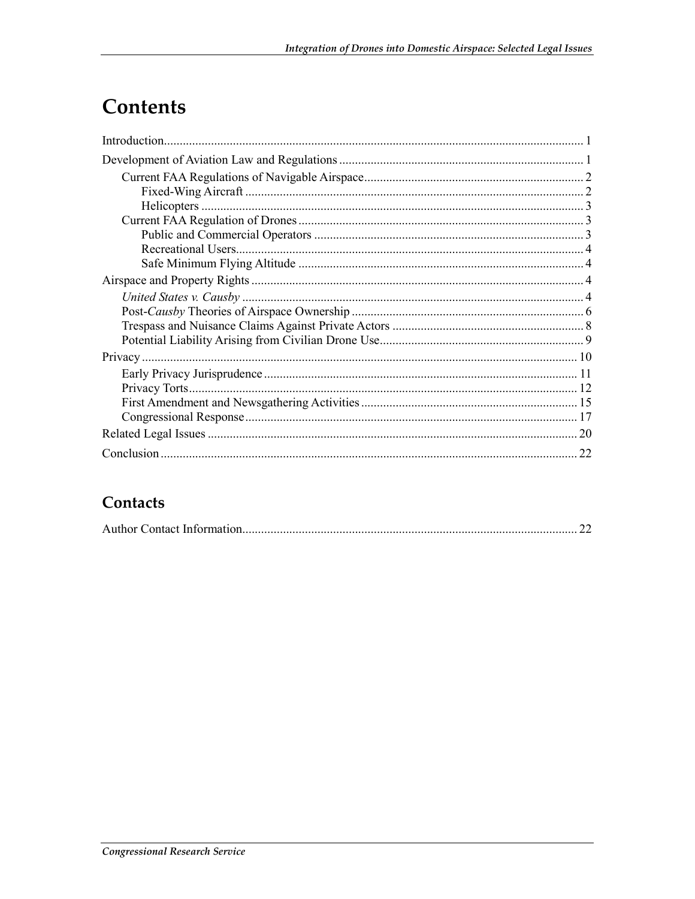# Contents

Introduction .... 1

Development of Aviation Law and Regulations .... 1

- Current FAA Regulations of Navigable Airspace .... 2
  - Fixed-Wing Aircraft .... 2
  - Helicopters .... 3
- Current FAA Regulation of Drones .... 3
  - Public and Commercial Operators .... 3
  - Recreational Users .... 4
  - Safe Minimum Flying Altitude .... 4

Airspace and Property Rights .... 4

- *United States v. Causby* .... 4
- Post-*Causby* Theories of Airspace Ownership .... 6
- Trespass and Nuisance Claims Against Private Actors .... 8
- Potential Liability Arising from Civilian Drone Use .... 9

Privacy .... 10

- Early Privacy Jurisprudence .... 11
- Privacy Torts .... 12
- First Amendment and Newsgathering Activities .... 15
- Congressional Response .... 17

Related Legal Issues .... 20

Conclusion .... 22

## Contacts

Author Contact Information .... 22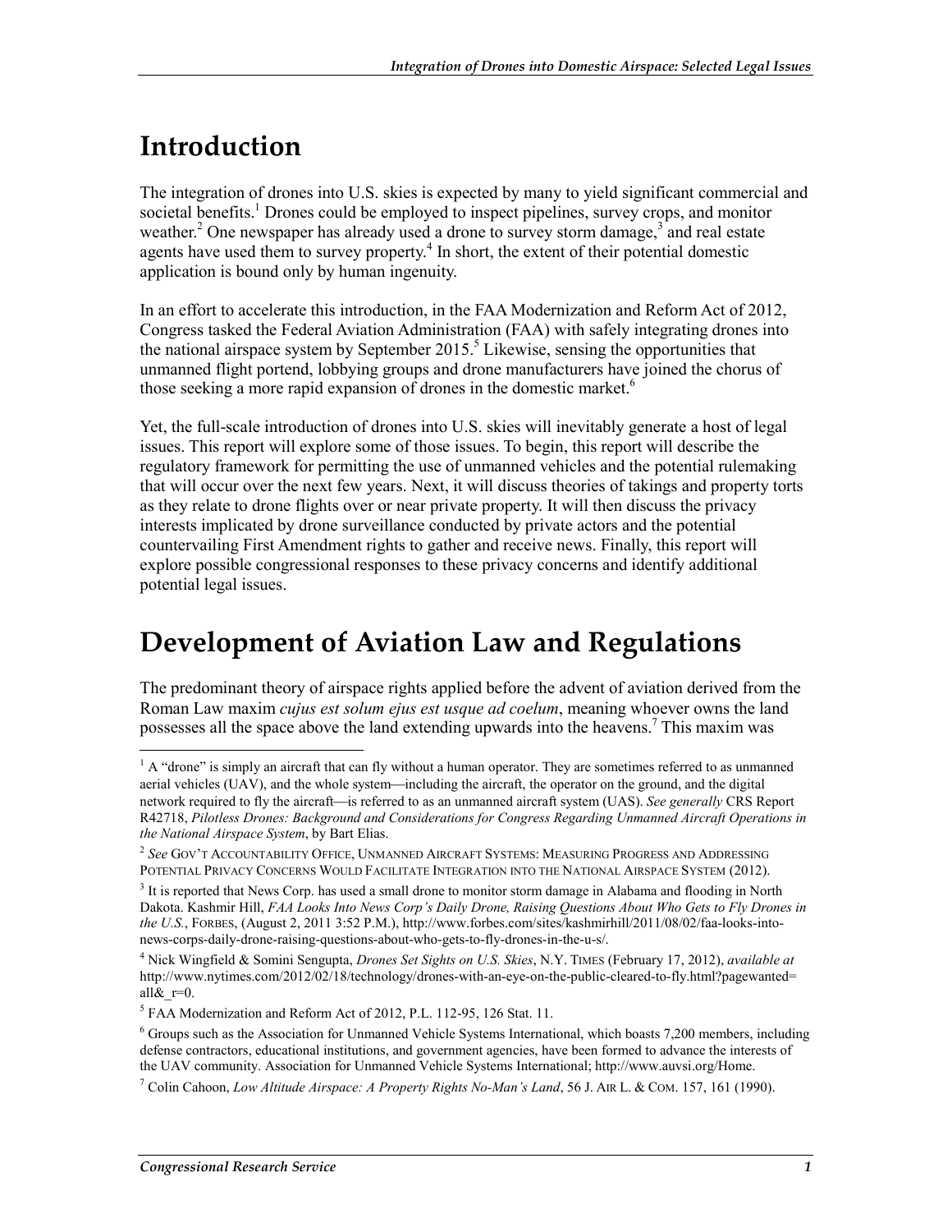# Introduction

The integration of drones into U.S. skies is expected by many to yield significant commercial and societal benefits.[1] Drones could be employed to inspect pipelines, survey crops, and monitor weather.[2] One newspaper has already used a drone to survey storm damage,[3] and real estate agents have used them to survey property.[4] In short, the extent of their potential domestic application is bound only by human ingenuity.

In an effort to accelerate this introduction, in the FAA Modernization and Reform Act of 2012, Congress tasked the Federal Aviation Administration (FAA) with safely integrating drones into the national airspace system by September 2015.[5] Likewise, sensing the opportunities that unmanned flight portend, lobbying groups and drone manufacturers have joined the chorus of those seeking a more rapid expansion of drones in the domestic market.[6]

Yet, the full-scale introduction of drones into U.S. skies will inevitably generate a host of legal issues. This report will explore some of those issues. To begin, this report will describe the regulatory framework for permitting the use of unmanned vehicles and the potential rulemaking that will occur over the next few years. Next, it will discuss theories of takings and property torts as they relate to drone flights over or near private property. It will then discuss the privacy interests implicated by drone surveillance conducted by private actors and the potential countervailing First Amendment rights to gather and receive news. Finally, this report will explore possible congressional responses to these privacy concerns and identify additional potential legal issues.

# Development of Aviation Law and Regulations

The predominant theory of airspace rights applied before the advent of aviation derived from the Roman Law maxim *cujus est solum ejus est usque ad coelum*, meaning whoever owns the land possesses all the space above the land extending upwards into the heavens.[7] This maxim was

---

[1] A "drone" is simply an aircraft that can fly without a human operator. They are sometimes referred to as unmanned aerial vehicles (UAV), and the whole system—including the aircraft, the operator on the ground, and the digital network required to fly the aircraft—is referred to as an unmanned aircraft system (UAS). *See generally* CRS Report R42718, *Pilotless Drones: Background and Considerations for Congress Regarding Unmanned Aircraft Operations in the National Airspace System*, by Bart Elias.

[2] *See* GOV'T ACCOUNTABILITY OFFICE, UNMANNED AIRCRAFT SYSTEMS: MEASURING PROGRESS AND ADDRESSING POTENTIAL PRIVACY CONCERNS WOULD FACILITATE INTEGRATION INTO THE NATIONAL AIRSPACE SYSTEM (2012).

[3] It is reported that News Corp. has used a small drone to monitor storm damage in Alabama and flooding in North Dakota. Kashmir Hill, *FAA Looks Into News Corp's Daily Drone, Raising Questions About Who Gets to Fly Drones in the U.S.*, FORBES, (August 2, 2011 3:52 P.M.), http://www.forbes.com/sites/kashmirhill/2011/08/02/faa-looks-into-news-corps-daily-drone-raising-questions-about-who-gets-to-fly-drones-in-the-u-s/.

[4] Nick Wingfield & Somini Sengupta, *Drones Set Sights on U.S. Skies*, N.Y. TIMES (February 17, 2012), *available at* http://www.nytimes.com/2012/02/18/technology/drones-with-an-eye-on-the-public-cleared-to-fly.html?pagewanted=all&_r=0.

[5] FAA Modernization and Reform Act of 2012, P.L. 112-95, 126 Stat. 11.

[6] Groups such as the Association for Unmanned Vehicle Systems International, which boasts 7,200 members, including defense contractors, educational institutions, and government agencies, have been formed to advance the interests of the UAV community. Association for Unmanned Vehicle Systems International; http://www.auvsi.org/Home.

[7] Colin Cahoon, *Low Altitude Airspace: A Property Rights No-Man's Land*, 56 J. AIR L. & COM. 157, 161 (1990).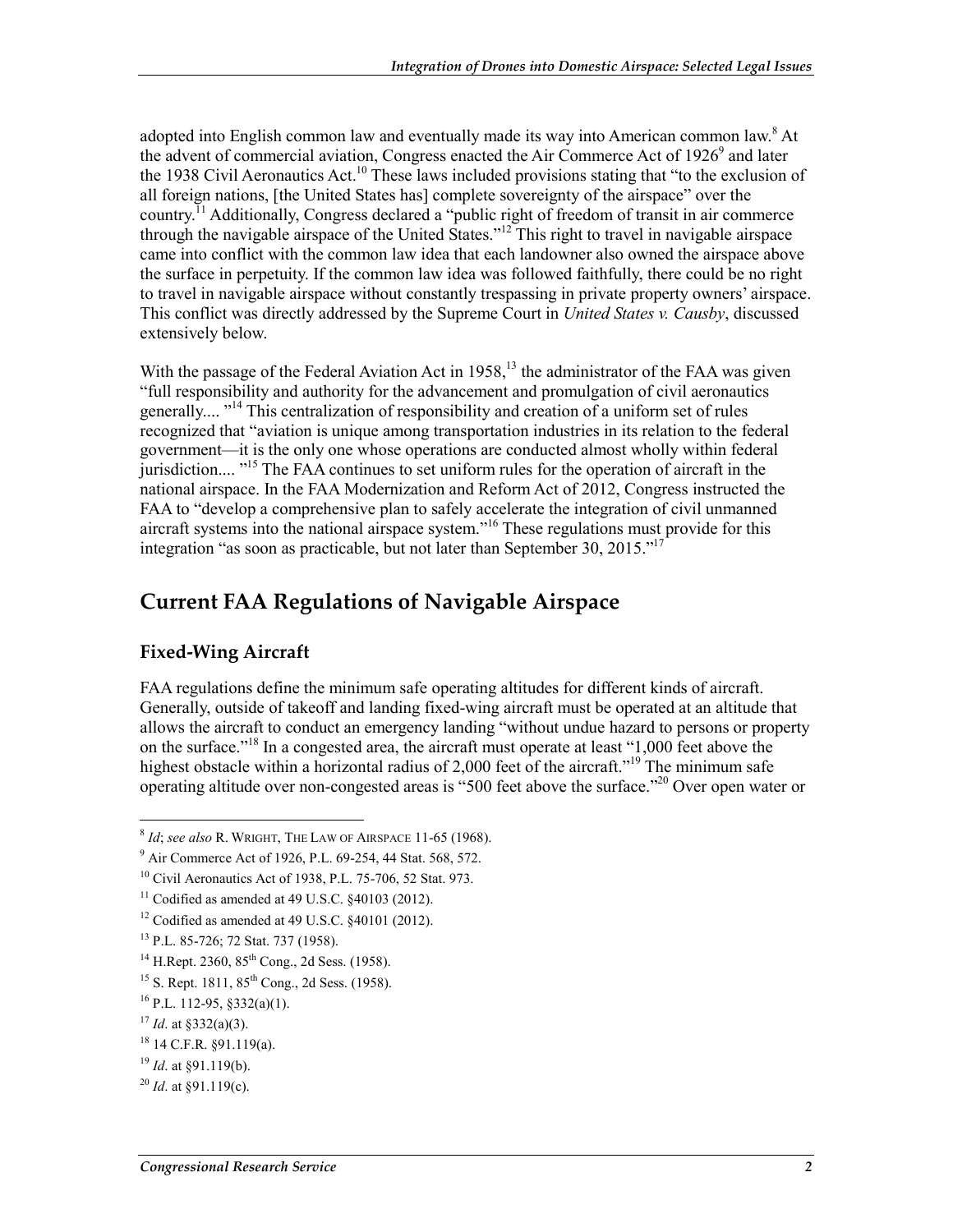adopted into English common law and eventually made its way into American common law.[8] At the advent of commercial aviation, Congress enacted the Air Commerce Act of 1926[9] and later the 1938 Civil Aeronautics Act.[10] These laws included provisions stating that "to the exclusion of all foreign nations, [the United States has] complete sovereignty of the airspace" over the country.[11] Additionally, Congress declared a "public right of freedom of transit in air commerce through the navigable airspace of the United States."[12] This right to travel in navigable airspace came into conflict with the common law idea that each landowner also owned the airspace above the surface in perpetuity. If the common law idea was followed faithfully, there could be no right to travel in navigable airspace without constantly trespassing in private property owners' airspace. This conflict was directly addressed by the Supreme Court in *United States v. Causby*, discussed extensively below.

With the passage of the Federal Aviation Act in 1958,[13] the administrator of the FAA was given "full responsibility and authority for the advancement and promulgation of civil aeronautics generally.... "[14] This centralization of responsibility and creation of a uniform set of rules recognized that "aviation is unique among transportation industries in its relation to the federal government—it is the only one whose operations are conducted almost wholly within federal jurisdiction.... "[15] The FAA continues to set uniform rules for the operation of aircraft in the national airspace. In the FAA Modernization and Reform Act of 2012, Congress instructed the FAA to "develop a comprehensive plan to safely accelerate the integration of civil unmanned aircraft systems into the national airspace system."[16] These regulations must provide for this integration "as soon as practicable, but not later than September 30, 2015."[17]

## Current FAA Regulations of Navigable Airspace

### Fixed-Wing Aircraft

FAA regulations define the minimum safe operating altitudes for different kinds of aircraft. Generally, outside of takeoff and landing fixed-wing aircraft must be operated at an altitude that allows the aircraft to conduct an emergency landing "without undue hazard to persons or property on the surface."[18] In a congested area, the aircraft must operate at least "1,000 feet above the highest obstacle within a horizontal radius of 2,000 feet of the aircraft."[19] The minimum safe operating altitude over non-congested areas is "500 feet above the surface."[20] Over open water or

---

[8] *Id*; *see also* R. WRIGHT, THE LAW OF AIRSPACE 11-65 (1968).

[9] Air Commerce Act of 1926, P.L. 69-254, 44 Stat. 568, 572.

[10] Civil Aeronautics Act of 1938, P.L. 75-706, 52 Stat. 973.

[11] Codified as amended at 49 U.S.C. §40103 (2012).

[12] Codified as amended at 49 U.S.C. §40101 (2012).

[13] P.L. 85-726; 72 Stat. 737 (1958).

[14] H.Rept. 2360, 85th Cong., 2d Sess. (1958).

[15] S. Rept. 1811, 85th Cong., 2d Sess. (1958).

[16] P.L. 112-95, §332(a)(1).

[17] *Id*. at §332(a)(3).

[18] 14 C.F.R. §91.119(a).

[19] *Id*. at §91.119(b).

[20] *Id*. at §91.119(c).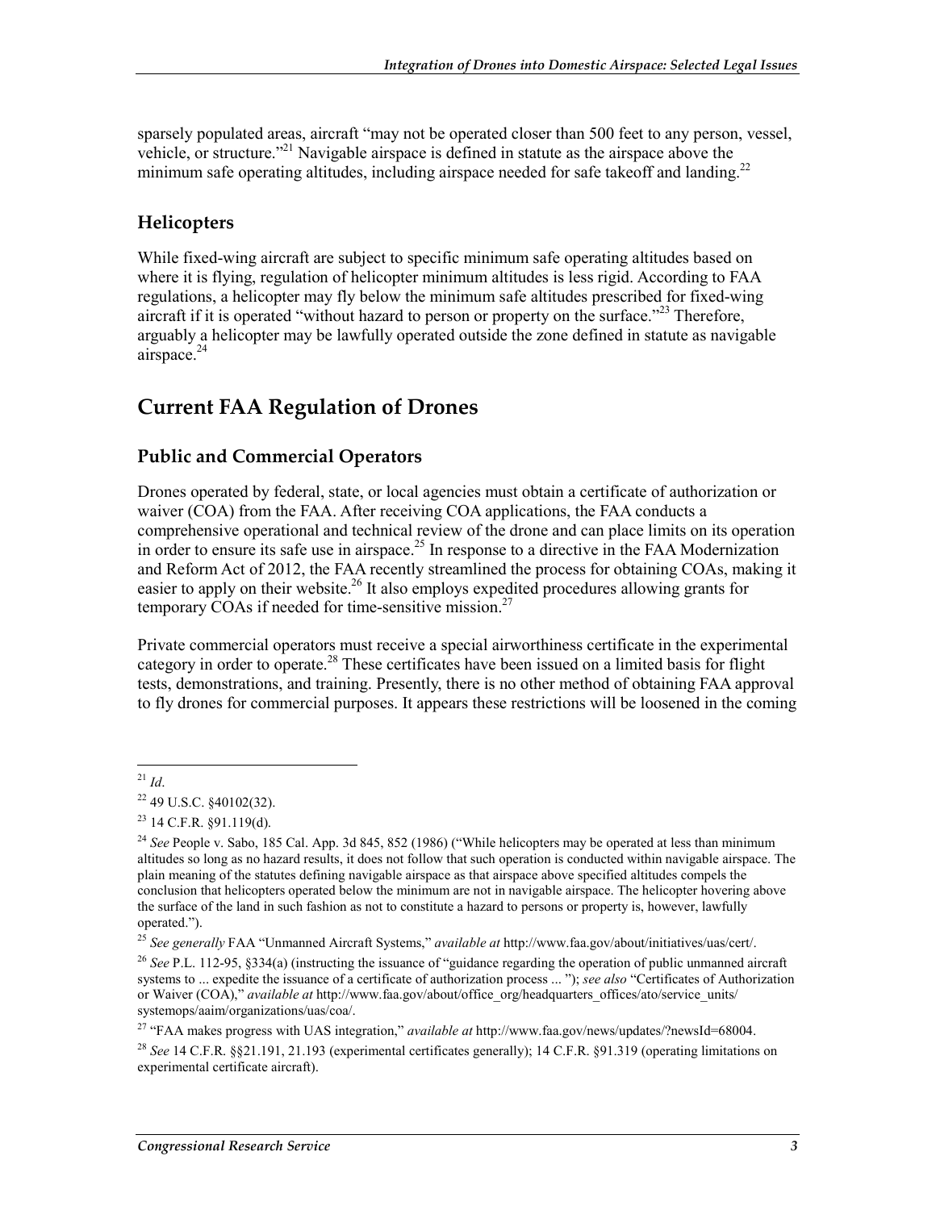sparsely populated areas, aircraft "may not be operated closer than 500 feet to any person, vessel, vehicle, or structure."[21] Navigable airspace is defined in statute as the airspace above the minimum safe operating altitudes, including airspace needed for safe takeoff and landing.[22]

### Helicopters

While fixed-wing aircraft are subject to specific minimum safe operating altitudes based on where it is flying, regulation of helicopter minimum altitudes is less rigid. According to FAA regulations, a helicopter may fly below the minimum safe altitudes prescribed for fixed-wing aircraft if it is operated "without hazard to person or property on the surface."[23] Therefore, arguably a helicopter may be lawfully operated outside the zone defined in statute as navigable airspace.[24]

## Current FAA Regulation of Drones

### Public and Commercial Operators

Drones operated by federal, state, or local agencies must obtain a certificate of authorization or waiver (COA) from the FAA. After receiving COA applications, the FAA conducts a comprehensive operational and technical review of the drone and can place limits on its operation in order to ensure its safe use in airspace.[25] In response to a directive in the FAA Modernization and Reform Act of 2012, the FAA recently streamlined the process for obtaining COAs, making it easier to apply on their website.[26] It also employs expedited procedures allowing grants for temporary COAs if needed for time-sensitive mission.[27]

Private commercial operators must receive a special airworthiness certificate in the experimental category in order to operate.[28] These certificates have been issued on a limited basis for flight tests, demonstrations, and training. Presently, there is no other method of obtaining FAA approval to fly drones for commercial purposes. It appears these restrictions will be loosened in the coming

---

[21] *Id*.

[22] 49 U.S.C. §40102(32).

[23] 14 C.F.R. §91.119(d).

[24] *See* People v. Sabo, 185 Cal. App. 3d 845, 852 (1986) ("While helicopters may be operated at less than minimum altitudes so long as no hazard results, it does not follow that such operation is conducted within navigable airspace. The plain meaning of the statutes defining navigable airspace as that airspace above specified altitudes compels the conclusion that helicopters operated below the minimum are not in navigable airspace. The helicopter hovering above the surface of the land in such fashion as not to constitute a hazard to persons or property is, however, lawfully operated.").

[25] *See generally* FAA "Unmanned Aircraft Systems," *available at* http://www.faa.gov/about/initiatives/uas/cert/.

[26] *See* P.L. 112-95, §334(a) (instructing the issuance of "guidance regarding the operation of public unmanned aircraft systems to ... expedite the issuance of a certificate of authorization process ... "); *see also* "Certificates of Authorization or Waiver (COA)," *available at* http://www.faa.gov/about/office_org/headquarters_offices/ato/service_units/systemops/aaim/organizations/uas/coa/.

[27] "FAA makes progress with UAS integration," *available at* http://www.faa.gov/news/updates/?newsId=68004.

[28] *See* 14 C.F.R. §§21.191, 21.193 (experimental certificates generally); 14 C.F.R. §91.319 (operating limitations on experimental certificate aircraft).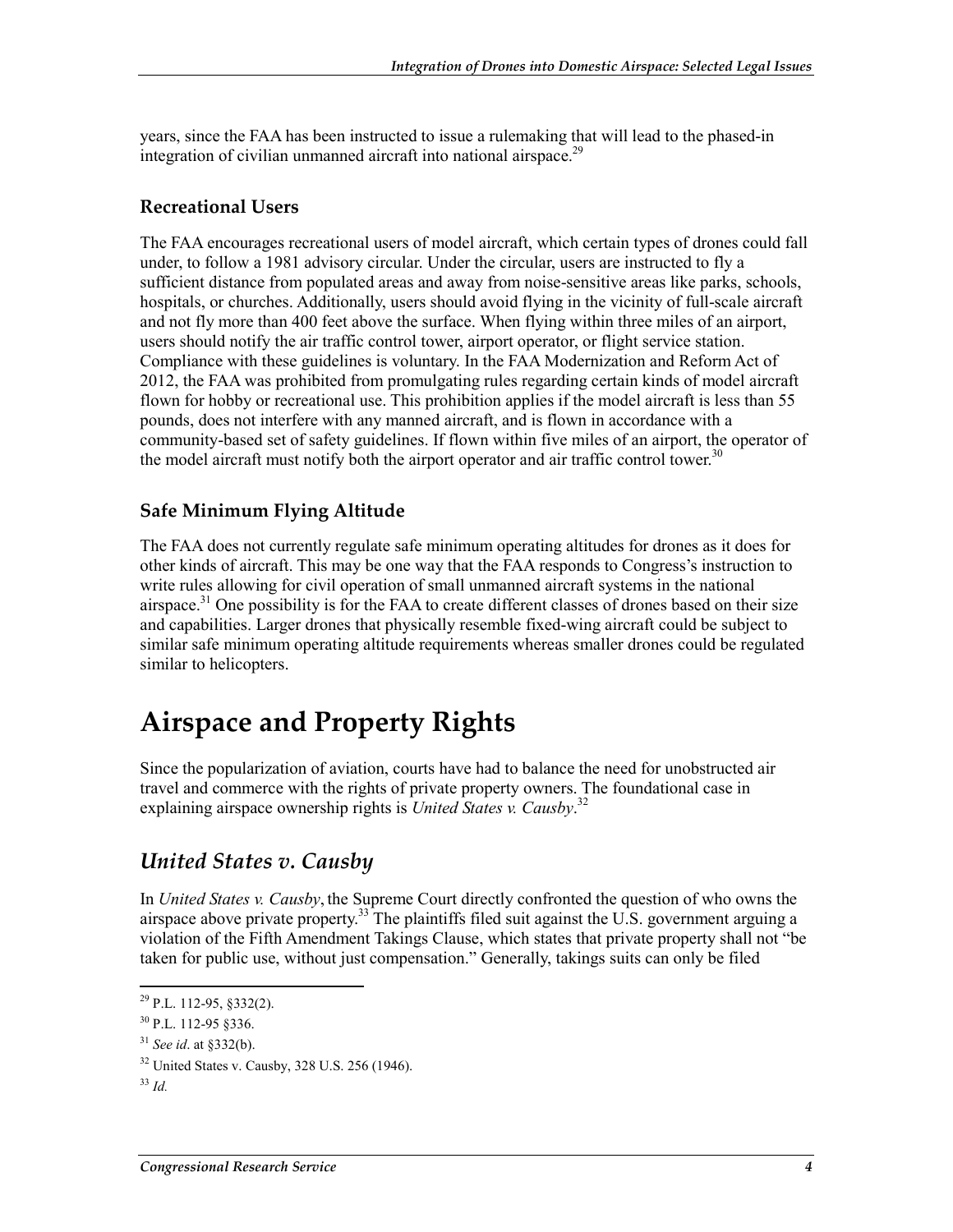years, since the FAA has been instructed to issue a rulemaking that will lead to the phased-in integration of civilian unmanned aircraft into national airspace.[29]

### Recreational Users

The FAA encourages recreational users of model aircraft, which certain types of drones could fall under, to follow a 1981 advisory circular. Under the circular, users are instructed to fly a sufficient distance from populated areas and away from noise-sensitive areas like parks, schools, hospitals, or churches. Additionally, users should avoid flying in the vicinity of full-scale aircraft and not fly more than 400 feet above the surface. When flying within three miles of an airport, users should notify the air traffic control tower, airport operator, or flight service station. Compliance with these guidelines is voluntary. In the FAA Modernization and Reform Act of 2012, the FAA was prohibited from promulgating rules regarding certain kinds of model aircraft flown for hobby or recreational use. This prohibition applies if the model aircraft is less than 55 pounds, does not interfere with any manned aircraft, and is flown in accordance with a community-based set of safety guidelines. If flown within five miles of an airport, the operator of the model aircraft must notify both the airport operator and air traffic control tower.[30]

### Safe Minimum Flying Altitude

The FAA does not currently regulate safe minimum operating altitudes for drones as it does for other kinds of aircraft. This may be one way that the FAA responds to Congress's instruction to write rules allowing for civil operation of small unmanned aircraft systems in the national airspace.[31] One possibility is for the FAA to create different classes of drones based on their size and capabilities. Larger drones that physically resemble fixed-wing aircraft could be subject to similar safe minimum operating altitude requirements whereas smaller drones could be regulated similar to helicopters.

# Airspace and Property Rights

Since the popularization of aviation, courts have had to balance the need for unobstructed air travel and commerce with the rights of private property owners. The foundational case in explaining airspace ownership rights is *United States v. Causby*.[32]

## *United States v. Causby*

In *United States v. Causby*, the Supreme Court directly confronted the question of who owns the airspace above private property.[33] The plaintiffs filed suit against the U.S. government arguing a violation of the Fifth Amendment Takings Clause, which states that private property shall not "be taken for public use, without just compensation." Generally, takings suits can only be filed

---

[29] P.L. 112-95, §332(2).

[30] P.L. 112-95 §336.

[31] *See id*. at §332(b).

[32] United States v. Causby, 328 U.S. 256 (1946).

[33] *Id.*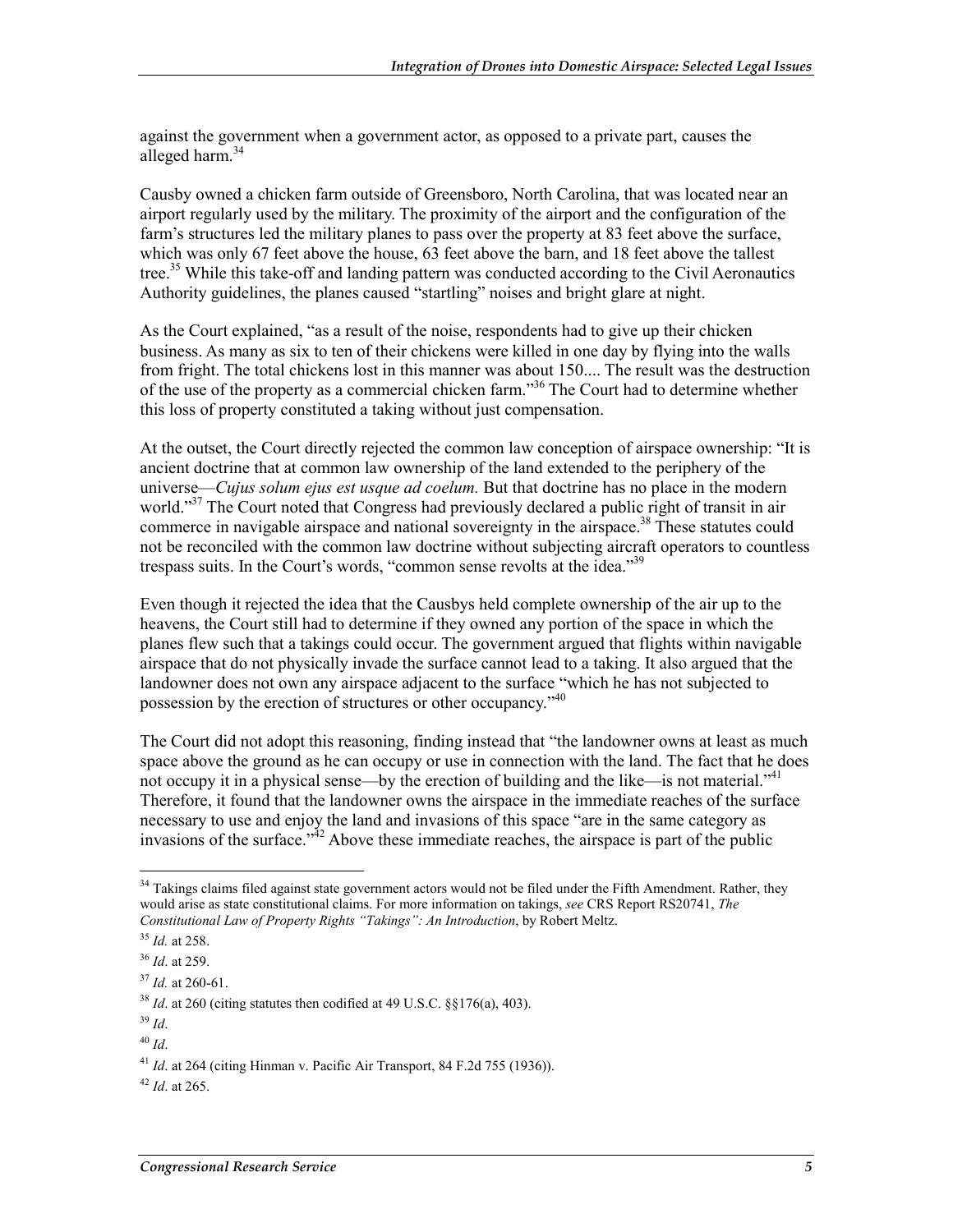against the government when a government actor, as opposed to a private part, causes the alleged harm.[34]

Causby owned a chicken farm outside of Greensboro, North Carolina, that was located near an airport regularly used by the military. The proximity of the airport and the configuration of the farm's structures led the military planes to pass over the property at 83 feet above the surface, which was only 67 feet above the house, 63 feet above the barn, and 18 feet above the tallest tree.[35] While this take-off and landing pattern was conducted according to the Civil Aeronautics Authority guidelines, the planes caused "startling" noises and bright glare at night.

As the Court explained, "as a result of the noise, respondents had to give up their chicken business. As many as six to ten of their chickens were killed in one day by flying into the walls from fright. The total chickens lost in this manner was about 150.... The result was the destruction of the use of the property as a commercial chicken farm."[36] The Court had to determine whether this loss of property constituted a taking without just compensation.

At the outset, the Court directly rejected the common law conception of airspace ownership: "It is ancient doctrine that at common law ownership of the land extended to the periphery of the universe—*Cujus solum ejus est usque ad coelum.* But that doctrine has no place in the modern world."[37] The Court noted that Congress had previously declared a public right of transit in air commerce in navigable airspace and national sovereignty in the airspace.[38] These statutes could not be reconciled with the common law doctrine without subjecting aircraft operators to countless trespass suits. In the Court's words, "common sense revolts at the idea."[39]

Even though it rejected the idea that the Causbys held complete ownership of the air up to the heavens, the Court still had to determine if they owned any portion of the space in which the planes flew such that a takings could occur. The government argued that flights within navigable airspace that do not physically invade the surface cannot lead to a taking. It also argued that the landowner does not own any airspace adjacent to the surface "which he has not subjected to possession by the erection of structures or other occupancy."[40]

The Court did not adopt this reasoning, finding instead that "the landowner owns at least as much space above the ground as he can occupy or use in connection with the land. The fact that he does not occupy it in a physical sense—by the erection of building and the like—is not material."[41] Therefore, it found that the landowner owns the airspace in the immediate reaches of the surface necessary to use and enjoy the land and invasions of this space "are in the same category as invasions of the surface."[42] Above these immediate reaches, the airspace is part of the public

---

[34] Takings claims filed against state government actors would not be filed under the Fifth Amendment. Rather, they would arise as state constitutional claims. For more information on takings, *see* CRS Report RS20741, *The Constitutional Law of Property Rights "Takings": An Introduction*, by Robert Meltz.

[35] *Id.* at 258.

[36] *Id*. at 259.

[37] *Id.* at 260-61.

[38] *Id*. at 260 (citing statutes then codified at 49 U.S.C. §§176(a), 403).

[39] *Id*.

[40] *Id*.

[41] *Id*. at 264 (citing Hinman v. Pacific Air Transport, 84 F.2d 755 (1936)).

[42] *Id*. at 265.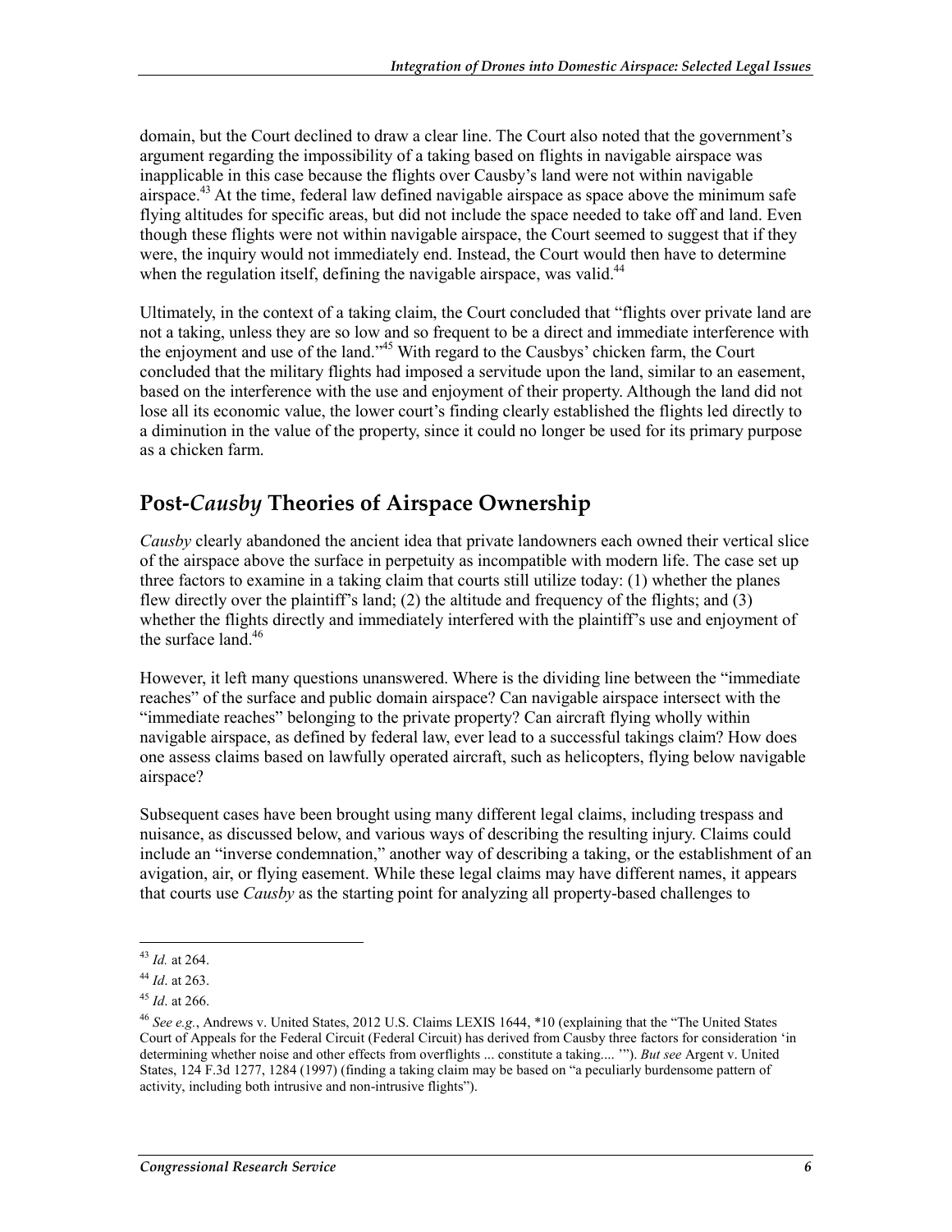domain, but the Court declined to draw a clear line. The Court also noted that the government's argument regarding the impossibility of a taking based on flights in navigable airspace was inapplicable in this case because the flights over Causby's land were not within navigable airspace.[43] At the time, federal law defined navigable airspace as space above the minimum safe flying altitudes for specific areas, but did not include the space needed to take off and land. Even though these flights were not within navigable airspace, the Court seemed to suggest that if they were, the inquiry would not immediately end. Instead, the Court would then have to determine when the regulation itself, defining the navigable airspace, was valid.[44]

Ultimately, in the context of a taking claim, the Court concluded that "flights over private land are not a taking, unless they are so low and so frequent to be a direct and immediate interference with the enjoyment and use of the land."[45] With regard to the Causbys' chicken farm, the Court concluded that the military flights had imposed a servitude upon the land, similar to an easement, based on the interference with the use and enjoyment of their property. Although the land did not lose all its economic value, the lower court's finding clearly established the flights led directly to a diminution in the value of the property, since it could no longer be used for its primary purpose as a chicken farm.

## Post-*Causby* Theories of Airspace Ownership

*Causby* clearly abandoned the ancient idea that private landowners each owned their vertical slice of the airspace above the surface in perpetuity as incompatible with modern life. The case set up three factors to examine in a taking claim that courts still utilize today: (1) whether the planes flew directly over the plaintiff's land; (2) the altitude and frequency of the flights; and (3) whether the flights directly and immediately interfered with the plaintiff's use and enjoyment of the surface land.[46]

However, it left many questions unanswered. Where is the dividing line between the "immediate reaches" of the surface and public domain airspace? Can navigable airspace intersect with the "immediate reaches" belonging to the private property? Can aircraft flying wholly within navigable airspace, as defined by federal law, ever lead to a successful takings claim? How does one assess claims based on lawfully operated aircraft, such as helicopters, flying below navigable airspace?

Subsequent cases have been brought using many different legal claims, including trespass and nuisance, as discussed below, and various ways of describing the resulting injury. Claims could include an "inverse condemnation," another way of describing a taking, or the establishment of an avigation, air, or flying easement. While these legal claims may have different names, it appears that courts use *Causby* as the starting point for analyzing all property-based challenges to

---

[43] *Id.* at 264.

[44] *Id*. at 263.

[45] *Id*. at 266.

[46] *See e.g.*, Andrews v. United States, 2012 U.S. Claims LEXIS 1644, *10 (explaining that the "The United States Court of Appeals for the Federal Circuit (Federal Circuit) has derived from Causby three factors for consideration 'in determining whether noise and other effects from overflights ... constitute a taking.... '"). *But see* Argent v. United States, 124 F.3d 1277, 1284 (1997) (finding a taking claim may be based on "a peculiarly burdensome pattern of activity, including both intrusive and non-intrusive flights").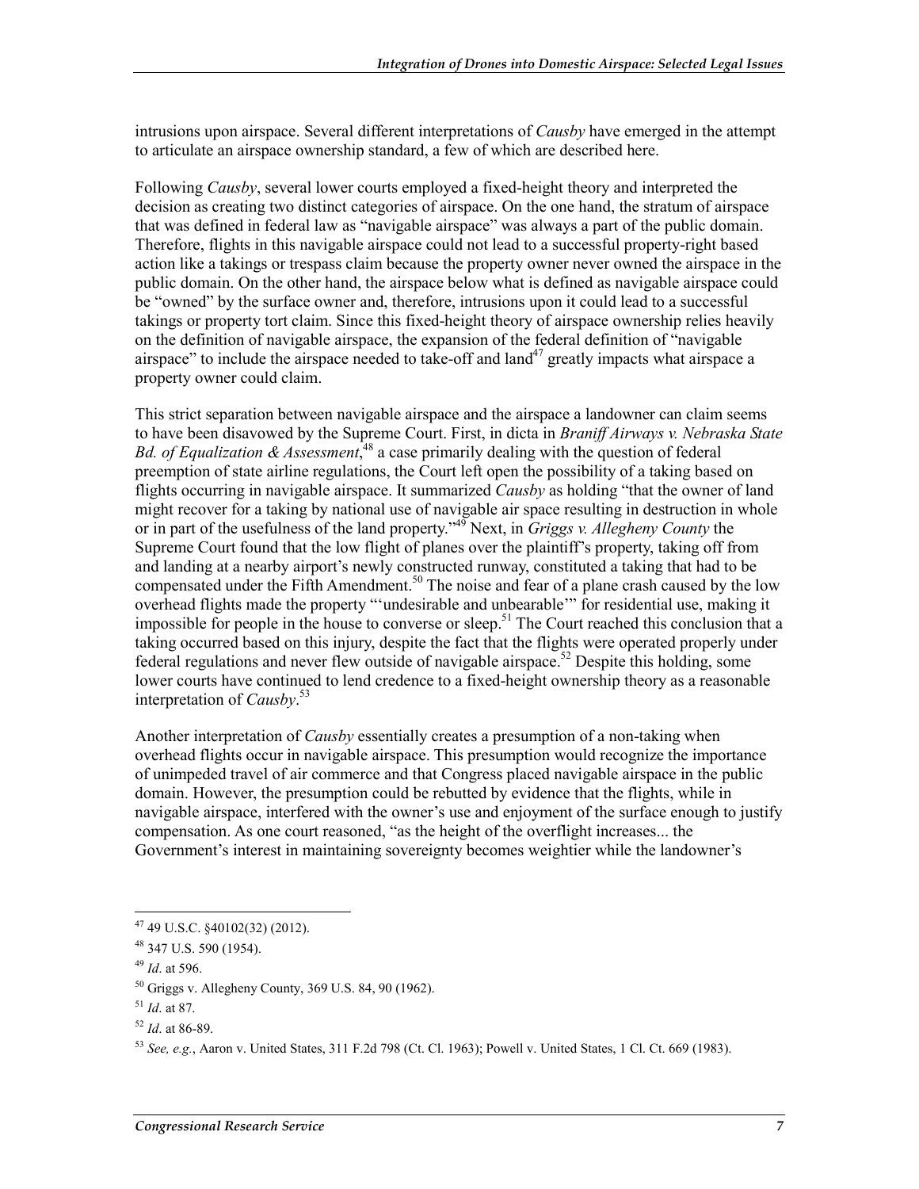intrusions upon airspace. Several different interpretations of *Causby* have emerged in the attempt to articulate an airspace ownership standard, a few of which are described here.

Following *Causby*, several lower courts employed a fixed-height theory and interpreted the decision as creating two distinct categories of airspace. On the one hand, the stratum of airspace that was defined in federal law as "navigable airspace" was always a part of the public domain. Therefore, flights in this navigable airspace could not lead to a successful property-right based action like a takings or trespass claim because the property owner never owned the airspace in the public domain. On the other hand, the airspace below what is defined as navigable airspace could be "owned" by the surface owner and, therefore, intrusions upon it could lead to a successful takings or property tort claim. Since this fixed-height theory of airspace ownership relies heavily on the definition of navigable airspace, the expansion of the federal definition of "navigable airspace" to include the airspace needed to take-off and land[47] greatly impacts what airspace a property owner could claim.

This strict separation between navigable airspace and the airspace a landowner can claim seems to have been disavowed by the Supreme Court. First, in dicta in *Braniff Airways v. Nebraska State Bd. of Equalization & Assessment*,[48] a case primarily dealing with the question of federal preemption of state airline regulations, the Court left open the possibility of a taking based on flights occurring in navigable airspace. It summarized *Causby* as holding "that the owner of land might recover for a taking by national use of navigable air space resulting in destruction in whole or in part of the usefulness of the land property."[49] Next, in *Griggs v. Allegheny County* the Supreme Court found that the low flight of planes over the plaintiff's property, taking off from and landing at a nearby airport's newly constructed runway, constituted a taking that had to be compensated under the Fifth Amendment.[50] The noise and fear of a plane crash caused by the low overhead flights made the property "'undesirable and unbearable'" for residential use, making it impossible for people in the house to converse or sleep.[51] The Court reached this conclusion that a taking occurred based on this injury, despite the fact that the flights were operated properly under federal regulations and never flew outside of navigable airspace.[52] Despite this holding, some lower courts have continued to lend credence to a fixed-height ownership theory as a reasonable interpretation of *Causby*.[53]

Another interpretation of *Causby* essentially creates a presumption of a non-taking when overhead flights occur in navigable airspace. This presumption would recognize the importance of unimpeded travel of air commerce and that Congress placed navigable airspace in the public domain. However, the presumption could be rebutted by evidence that the flights, while in navigable airspace, interfered with the owner's use and enjoyment of the surface enough to justify compensation. As one court reasoned, "as the height of the overflight increases... the Government's interest in maintaining sovereignty becomes weightier while the landowner's

---

[47] 49 U.S.C. §40102(32) (2012).

[48] 347 U.S. 590 (1954).

[49] *Id*. at 596.

[50] Griggs v. Allegheny County, 369 U.S. 84, 90 (1962).

[51] *Id*. at 87.

[52] *Id*. at 86-89.

[53] *See, e.g.*, Aaron v. United States, 311 F.2d 798 (Ct. Cl. 1963); Powell v. United States, 1 Cl. Ct. 669 (1983).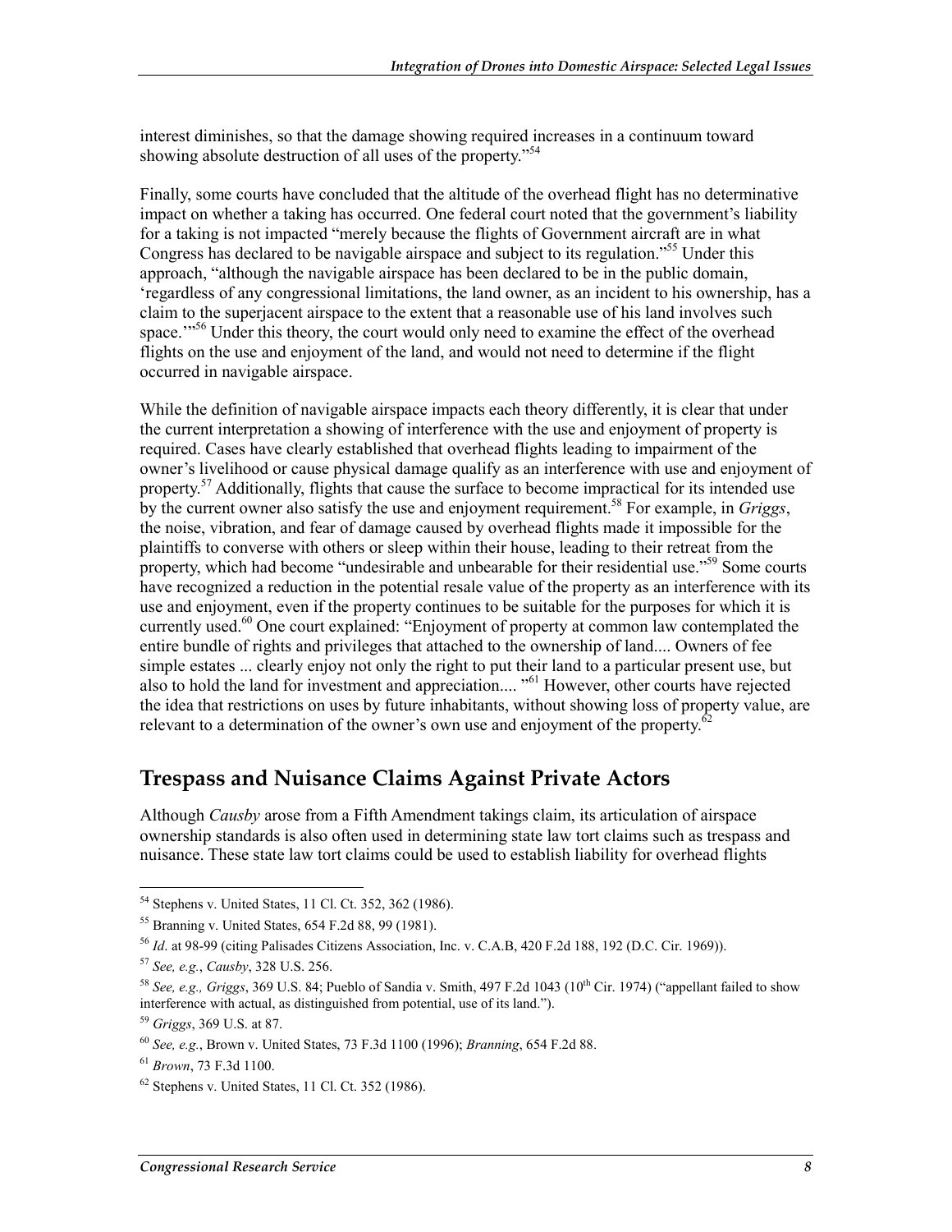interest diminishes, so that the damage showing required increases in a continuum toward showing absolute destruction of all uses of the property."[54]

Finally, some courts have concluded that the altitude of the overhead flight has no determinative impact on whether a taking has occurred. One federal court noted that the government's liability for a taking is not impacted "merely because the flights of Government aircraft are in what Congress has declared to be navigable airspace and subject to its regulation."[55] Under this approach, "although the navigable airspace has been declared to be in the public domain, 'regardless of any congressional limitations, the land owner, as an incident to his ownership, has a claim to the superjacent airspace to the extent that a reasonable use of his land involves such space.'"[56] Under this theory, the court would only need to examine the effect of the overhead flights on the use and enjoyment of the land, and would not need to determine if the flight occurred in navigable airspace.

While the definition of navigable airspace impacts each theory differently, it is clear that under the current interpretation a showing of interference with the use and enjoyment of property is required. Cases have clearly established that overhead flights leading to impairment of the owner's livelihood or cause physical damage qualify as an interference with use and enjoyment of property.[57] Additionally, flights that cause the surface to become impractical for its intended use by the current owner also satisfy the use and enjoyment requirement.[58] For example, in *Griggs*, the noise, vibration, and fear of damage caused by overhead flights made it impossible for the plaintiffs to converse with others or sleep within their house, leading to their retreat from the property, which had become "undesirable and unbearable for their residential use."[59] Some courts have recognized a reduction in the potential resale value of the property as an interference with its use and enjoyment, even if the property continues to be suitable for the purposes for which it is currently used.[60] One court explained: "Enjoyment of property at common law contemplated the entire bundle of rights and privileges that attached to the ownership of land.... Owners of fee simple estates ... clearly enjoy not only the right to put their land to a particular present use, but also to hold the land for investment and appreciation.... "[61] However, other courts have rejected the idea that restrictions on uses by future inhabitants, without showing loss of property value, are relevant to a determination of the owner's own use and enjoyment of the property.[62]

## Trespass and Nuisance Claims Against Private Actors

Although *Causby* arose from a Fifth Amendment takings claim, its articulation of airspace ownership standards is also often used in determining state law tort claims such as trespass and nuisance. These state law tort claims could be used to establish liability for overhead flights

---

[54] Stephens v. United States, 11 Cl. Ct. 352, 362 (1986).

[55] Branning v. United States, 654 F.2d 88, 99 (1981).

[56] *Id*. at 98-99 (citing Palisades Citizens Association, Inc. v. C.A.B, 420 F.2d 188, 192 (D.C. Cir. 1969)).

[57] *See, e.g.*, *Causby*, 328 U.S. 256.

[58] *See, e.g., Griggs*, 369 U.S. 84; Pueblo of Sandia v. Smith, 497 F.2d 1043 (10th Cir. 1974) ("appellant failed to show interference with actual, as distinguished from potential, use of its land.").

[59] *Griggs*, 369 U.S. at 87.

[60] *See, e.g.*, Brown v. United States, 73 F.3d 1100 (1996); *Branning*, 654 F.2d 88.

[61] *Brown*, 73 F.3d 1100.

[62] Stephens v. United States, 11 Cl. Ct. 352 (1986).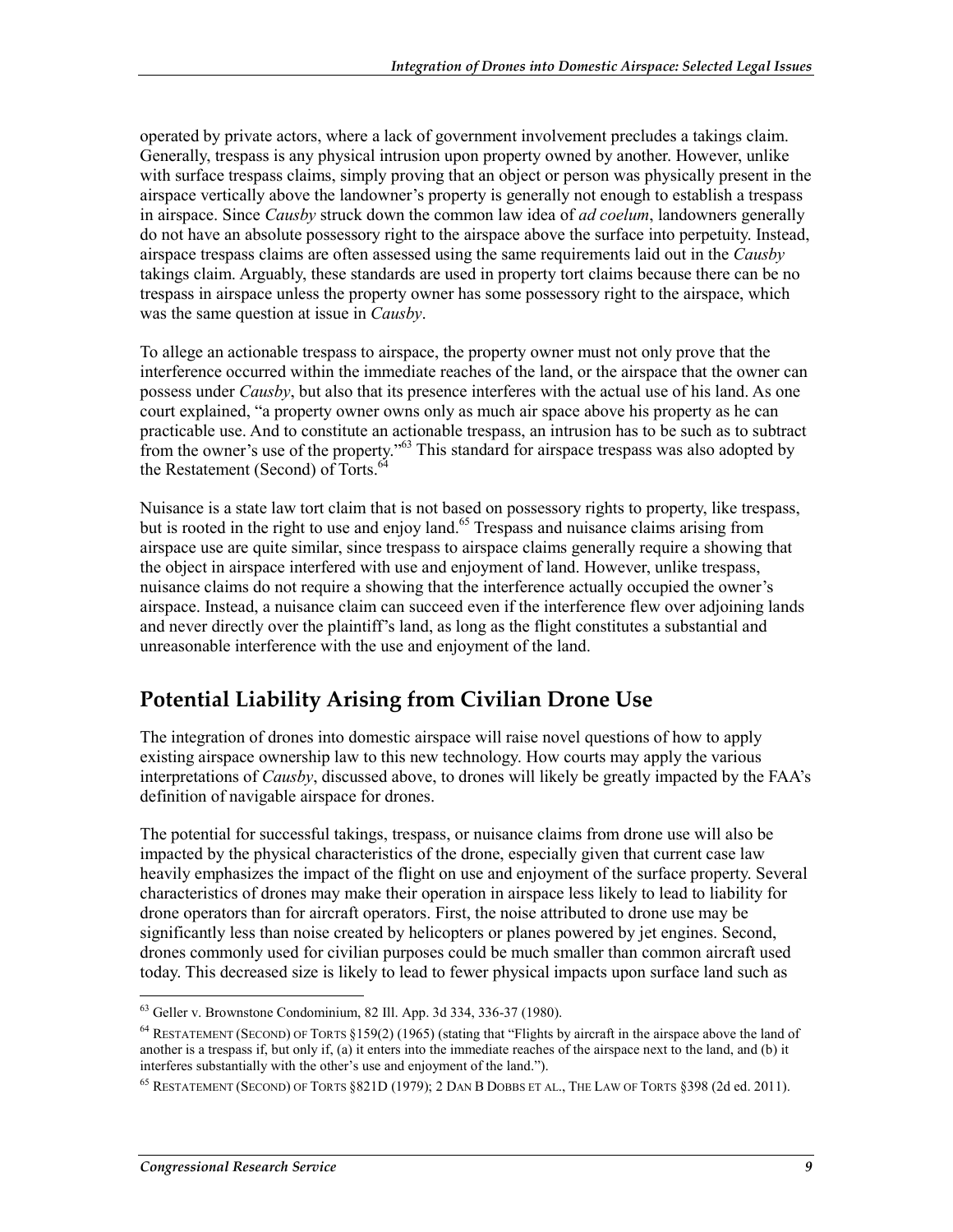operated by private actors, where a lack of government involvement precludes a takings claim. Generally, trespass is any physical intrusion upon property owned by another. However, unlike with surface trespass claims, simply proving that an object or person was physically present in the airspace vertically above the landowner's property is generally not enough to establish a trespass in airspace. Since *Causby* struck down the common law idea of *ad coelum*, landowners generally do not have an absolute possessory right to the airspace above the surface into perpetuity. Instead, airspace trespass claims are often assessed using the same requirements laid out in the *Causby* takings claim. Arguably, these standards are used in property tort claims because there can be no trespass in airspace unless the property owner has some possessory right to the airspace, which was the same question at issue in *Causby*.

To allege an actionable trespass to airspace, the property owner must not only prove that the interference occurred within the immediate reaches of the land, or the airspace that the owner can possess under *Causby*, but also that its presence interferes with the actual use of his land. As one court explained, "a property owner owns only as much air space above his property as he can practicable use. And to constitute an actionable trespass, an intrusion has to be such as to subtract from the owner's use of the property."[63] This standard for airspace trespass was also adopted by the Restatement (Second) of Torts.[64]

Nuisance is a state law tort claim that is not based on possessory rights to property, like trespass, but is rooted in the right to use and enjoy land.[65] Trespass and nuisance claims arising from airspace use are quite similar, since trespass to airspace claims generally require a showing that the object in airspace interfered with use and enjoyment of land. However, unlike trespass, nuisance claims do not require a showing that the interference actually occupied the owner's airspace. Instead, a nuisance claim can succeed even if the interference flew over adjoining lands and never directly over the plaintiff's land, as long as the flight constitutes a substantial and unreasonable interference with the use and enjoyment of the land.

## Potential Liability Arising from Civilian Drone Use

The integration of drones into domestic airspace will raise novel questions of how to apply existing airspace ownership law to this new technology. How courts may apply the various interpretations of *Causby*, discussed above, to drones will likely be greatly impacted by the FAA's definition of navigable airspace for drones.

The potential for successful takings, trespass, or nuisance claims from drone use will also be impacted by the physical characteristics of the drone, especially given that current case law heavily emphasizes the impact of the flight on use and enjoyment of the surface property. Several characteristics of drones may make their operation in airspace less likely to lead to liability for drone operators than for aircraft operators. First, the noise attributed to drone use may be significantly less than noise created by helicopters or planes powered by jet engines. Second, drones commonly used for civilian purposes could be much smaller than common aircraft used today. This decreased size is likely to lead to fewer physical impacts upon surface land such as

---

[63] Geller v. Brownstone Condominium, 82 Ill. App. 3d 334, 336-37 (1980).

[64] RESTATEMENT (SECOND) OF TORTS §159(2) (1965) (stating that "Flights by aircraft in the airspace above the land of another is a trespass if, but only if, (a) it enters into the immediate reaches of the airspace next to the land, and (b) it interferes substantially with the other's use and enjoyment of the land.").

[65] RESTATEMENT (SECOND) OF TORTS §821D (1979); 2 DAN B DOBBS ET AL., THE LAW OF TORTS §398 (2d ed. 2011).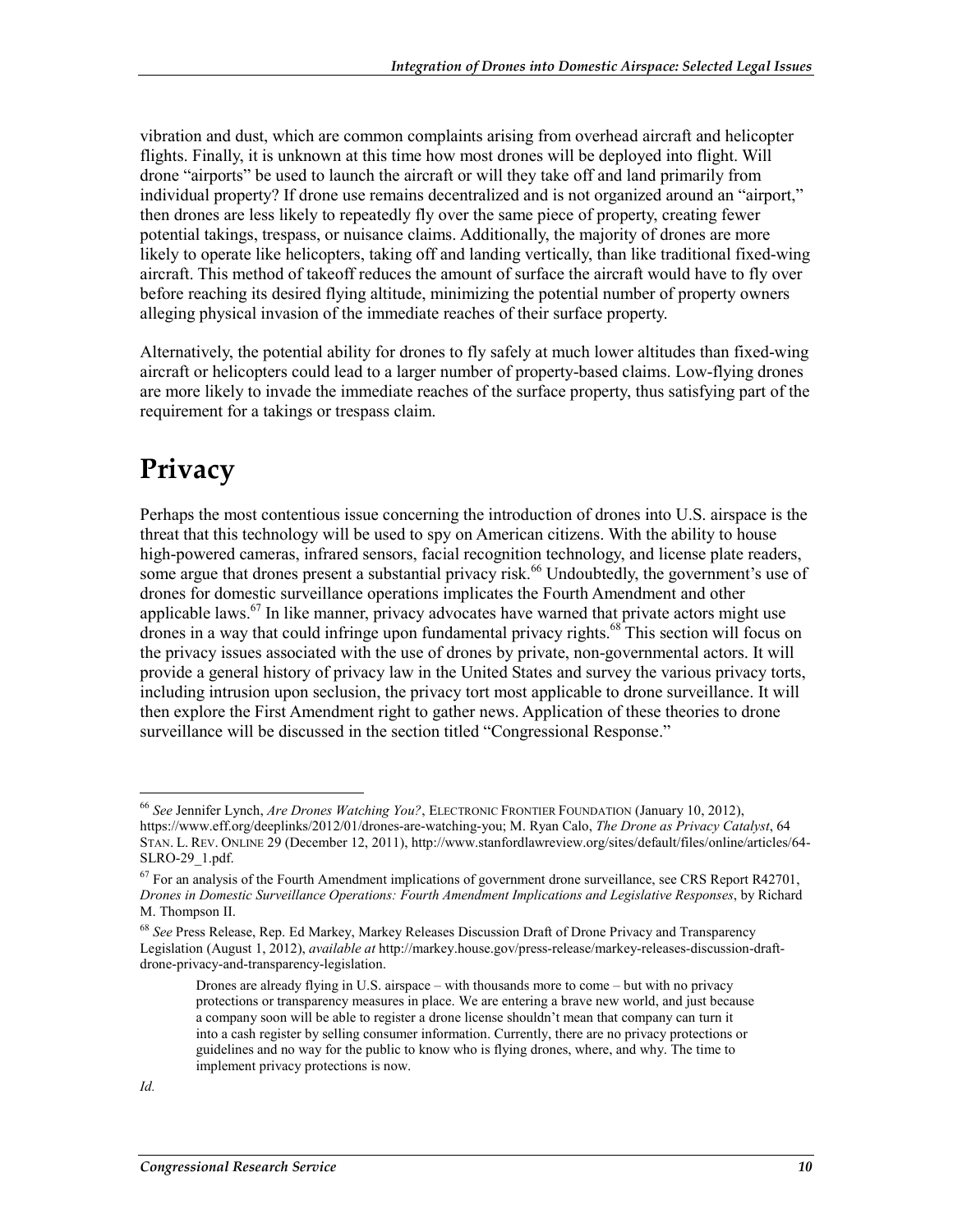vibration and dust, which are common complaints arising from overhead aircraft and helicopter flights. Finally, it is unknown at this time how most drones will be deployed into flight. Will drone "airports" be used to launch the aircraft or will they take off and land primarily from individual property? If drone use remains decentralized and is not organized around an "airport," then drones are less likely to repeatedly fly over the same piece of property, creating fewer potential takings, trespass, or nuisance claims. Additionally, the majority of drones are more likely to operate like helicopters, taking off and landing vertically, than like traditional fixed-wing aircraft. This method of takeoff reduces the amount of surface the aircraft would have to fly over before reaching its desired flying altitude, minimizing the potential number of property owners alleging physical invasion of the immediate reaches of their surface property.

Alternatively, the potential ability for drones to fly safely at much lower altitudes than fixed-wing aircraft or helicopters could lead to a larger number of property-based claims. Low-flying drones are more likely to invade the immediate reaches of the surface property, thus satisfying part of the requirement for a takings or trespass claim.

# Privacy

Perhaps the most contentious issue concerning the introduction of drones into U.S. airspace is the threat that this technology will be used to spy on American citizens. With the ability to house high-powered cameras, infrared sensors, facial recognition technology, and license plate readers, some argue that drones present a substantial privacy risk.[66] Undoubtedly, the government's use of drones for domestic surveillance operations implicates the Fourth Amendment and other applicable laws.[67] In like manner, privacy advocates have warned that private actors might use drones in a way that could infringe upon fundamental privacy rights.[68] This section will focus on the privacy issues associated with the use of drones by private, non-governmental actors. It will provide a general history of privacy law in the United States and survey the various privacy torts, including intrusion upon seclusion, the privacy tort most applicable to drone surveillance. It will then explore the First Amendment right to gather news. Application of these theories to drone surveillance will be discussed in the section titled "Congressional Response."

---

[66] *See* Jennifer Lynch, *Are Drones Watching You?*, ELECTRONIC FRONTIER FOUNDATION (January 10, 2012), https://www.eff.org/deeplinks/2012/01/drones-are-watching-you; M. Ryan Calo, *The Drone as Privacy Catalyst*, 64 STAN. L. REV. ONLINE 29 (December 12, 2011), http://www.stanfordlawreview.org/sites/default/files/online/articles/64-SLRO-29_1.pdf.

[67] For an analysis of the Fourth Amendment implications of government drone surveillance, see CRS Report R42701, *Drones in Domestic Surveillance Operations: Fourth Amendment Implications and Legislative Responses*, by Richard M. Thompson II.

[68] *See* Press Release, Rep. Ed Markey, Markey Releases Discussion Draft of Drone Privacy and Transparency Legislation (August 1, 2012), *available at* http://markey.house.gov/press-release/markey-releases-discussion-draft-drone-privacy-and-transparency-legislation.

> Drones are already flying in U.S. airspace – with thousands more to come – but with no privacy protections or transparency measures in place. We are entering a brave new world, and just because a company soon will be able to register a drone license shouldn't mean that company can turn it into a cash register by selling consumer information. Currently, there are no privacy protections or guidelines and no way for the public to know who is flying drones, where, and why. The time to implement privacy protections is now.

*Id.*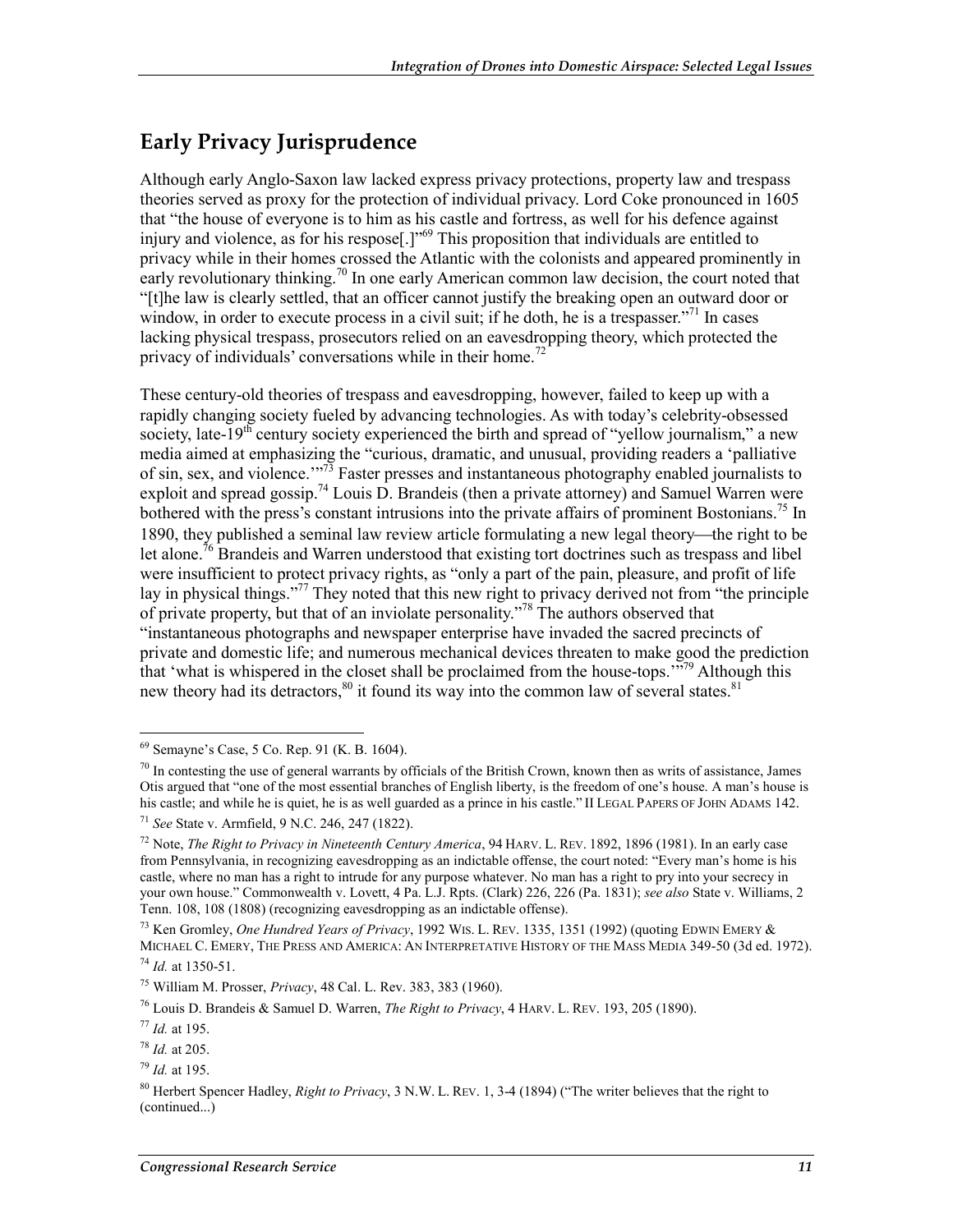## Early Privacy Jurisprudence

Although early Anglo-Saxon law lacked express privacy protections, property law and trespass theories served as proxy for the protection of individual privacy. Lord Coke pronounced in 1605 that "the house of everyone is to him as his castle and fortress, as well for his defence against injury and violence, as for his respose[.]"[69] This proposition that individuals are entitled to privacy while in their homes crossed the Atlantic with the colonists and appeared prominently in early revolutionary thinking.[70] In one early American common law decision, the court noted that "[t]he law is clearly settled, that an officer cannot justify the breaking open an outward door or window, in order to execute process in a civil suit; if he doth, he is a trespasser."[71] In cases lacking physical trespass, prosecutors relied on an eavesdropping theory, which protected the privacy of individuals' conversations while in their home.[72]

These century-old theories of trespass and eavesdropping, however, failed to keep up with a rapidly changing society fueled by advancing technologies. As with today's celebrity-obsessed society, late-19th century society experienced the birth and spread of "yellow journalism," a new media aimed at emphasizing the "curious, dramatic, and unusual, providing readers a 'palliative of sin, sex, and violence.'"[73] Faster presses and instantaneous photography enabled journalists to exploit and spread gossip.[74] Louis D. Brandeis (then a private attorney) and Samuel Warren were bothered with the press's constant intrusions into the private affairs of prominent Bostonians.[75] In 1890, they published a seminal law review article formulating a new legal theory—the right to be let alone.[76] Brandeis and Warren understood that existing tort doctrines such as trespass and libel were insufficient to protect privacy rights, as "only a part of the pain, pleasure, and profit of life lay in physical things."[77] They noted that this new right to privacy derived not from "the principle of private property, but that of an inviolate personality."[78] The authors observed that "instantaneous photographs and newspaper enterprise have invaded the sacred precincts of private and domestic life; and numerous mechanical devices threaten to make good the prediction that 'what is whispered in the closet shall be proclaimed from the house-tops.'"[79] Although this new theory had its detractors,[80] it found its way into the common law of several states.[81]

---

[69] Semayne's Case, 5 Co. Rep. 91 (K. B. 1604).

[70] In contesting the use of general warrants by officials of the British Crown, known then as writs of assistance, James Otis argued that "one of the most essential branches of English liberty, is the freedom of one's house. A man's house is his castle; and while he is quiet, he is as well guarded as a prince in his castle." II LEGAL PAPERS OF JOHN ADAMS 142.

[71] *See* State v. Armfield, 9 N.C. 246, 247 (1822).

[72] Note, *The Right to Privacy in Nineteenth Century America*, 94 HARV. L. REV. 1892, 1896 (1981). In an early case from Pennsylvania, in recognizing eavesdropping as an indictable offense, the court noted: "Every man's home is his castle, where no man has a right to intrude for any purpose whatever. No man has a right to pry into your secrecy in your own house." Commonwealth v. Lovett, 4 Pa. L.J. Rpts. (Clark) 226, 226 (Pa. 1831); *see also* State v. Williams, 2 Tenn. 108, 108 (1808) (recognizing eavesdropping as an indictable offense).

[73] Ken Gromley, *One Hundred Years of Privacy*, 1992 WIS. L. REV. 1335, 1351 (1992) (quoting EDWIN EMERY & MICHAEL C. EMERY, THE PRESS AND AMERICA: AN INTERPRETATIVE HISTORY OF THE MASS MEDIA 349-50 (3d ed. 1972).

[74] *Id.* at 1350-51.

[75] William M. Prosser, *Privacy*, 48 Cal. L. Rev. 383, 383 (1960).

[76] Louis D. Brandeis & Samuel D. Warren, *The Right to Privacy*, 4 HARV. L. REV. 193, 205 (1890).

[77] *Id.* at 195.

[78] *Id.* at 205.

[79] *Id.* at 195.

[80] Herbert Spencer Hadley, *Right to Privacy*, 3 N.W. L. REV. 1, 3-4 (1894) ("The writer believes that the right to (continued...)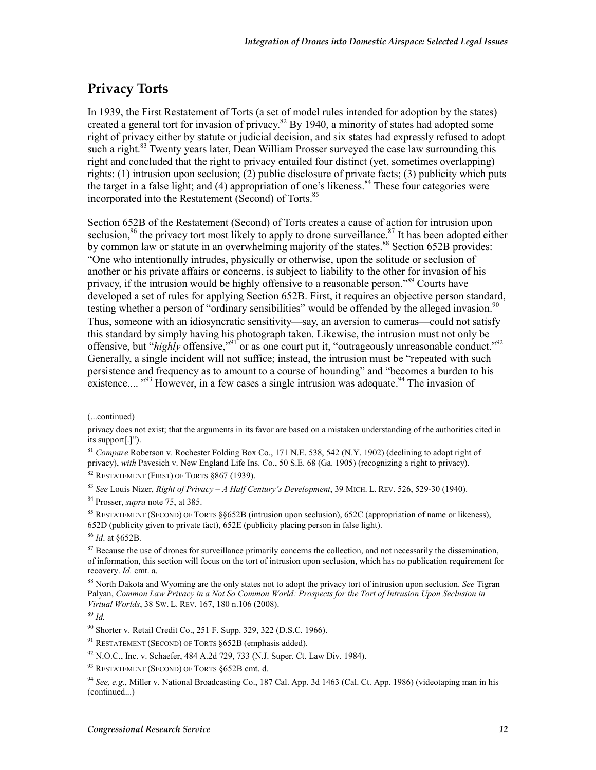## Privacy Torts

In 1939, the First Restatement of Torts (a set of model rules intended for adoption by the states) created a general tort for invasion of privacy.[82] By 1940, a minority of states had adopted some right of privacy either by statute or judicial decision, and six states had expressly refused to adopt such a right.[83] Twenty years later, Dean William Prosser surveyed the case law surrounding this right and concluded that the right to privacy entailed four distinct (yet, sometimes overlapping) rights: (1) intrusion upon seclusion; (2) public disclosure of private facts; (3) publicity which puts the target in a false light; and (4) appropriation of one's likeness.[84] These four categories were incorporated into the Restatement (Second) of Torts.[85]

Section 652B of the Restatement (Second) of Torts creates a cause of action for intrusion upon seclusion,[86] the privacy tort most likely to apply to drone surveillance.[87] It has been adopted either by common law or statute in an overwhelming majority of the states.[88] Section 652B provides: "One who intentionally intrudes, physically or otherwise, upon the solitude or seclusion of another or his private affairs or concerns, is subject to liability to the other for invasion of his privacy, if the intrusion would be highly offensive to a reasonable person."[89] Courts have developed a set of rules for applying Section 652B. First, it requires an objective person standard, testing whether a person of "ordinary sensibilities" would be offended by the alleged invasion.[90] Thus, someone with an idiosyncratic sensitivity—say, an aversion to cameras—could not satisfy this standard by simply having his photograph taken. Likewise, the intrusion must not only be offensive, but "*highly* offensive,"[91] or as one court put it, "outrageously unreasonable conduct."[92] Generally, a single incident will not suffice; instead, the intrusion must be "repeated with such persistence and frequency as to amount to a course of hounding" and "becomes a burden to his existence.... "[93] However, in a few cases a single intrusion was adequate.[94] The invasion of

---

(...continued)

privacy does not exist; that the arguments in its favor are based on a mistaken understanding of the authorities cited in its support[.]").

[81] *Compare* Roberson v. Rochester Folding Box Co., 171 N.E. 538, 542 (N.Y. 1902) (declining to adopt right of privacy), *with* Pavesich v. New England Life Ins. Co., 50 S.E. 68 (Ga. 1905) (recognizing a right to privacy).

[82] RESTATEMENT (FIRST) OF TORTS §867 (1939).

[83] *See* Louis Nizer, *Right of Privacy – A Half Century's Development*, 39 MICH. L. REV. 526, 529-30 (1940).

[84] Prosser, *supra* note 75, at 385.

[85] RESTATEMENT (SECOND) OF TORTS §§652B (intrusion upon seclusion), 652C (appropriation of name or likeness), 652D (publicity given to private fact), 652E (publicity placing person in false light).

[86] *Id*. at §652B.

[87] Because the use of drones for surveillance primarily concerns the collection, and not necessarily the dissemination, of information, this section will focus on the tort of intrusion upon seclusion, which has no publication requirement for recovery. *Id.* cmt. a.

[88] North Dakota and Wyoming are the only states not to adopt the privacy tort of intrusion upon seclusion. *See* Tigran Palyan, *Common Law Privacy in a Not So Common World: Prospects for the Tort of Intrusion Upon Seclusion in Virtual Worlds*, 38 SW. L. REV. 167, 180 n.106 (2008).

[89] *Id.*

[90] Shorter v. Retail Credit Co., 251 F. Supp. 329, 322 (D.S.C. 1966).

[91] RESTATEMENT (SECOND) OF TORTS §652B (emphasis added).

[92] N.O.C., Inc. v. Schaefer, 484 A.2d 729, 733 (N.J. Super. Ct. Law Div. 1984).

[93] RESTATEMENT (SECOND) OF TORTS §652B cmt. d.

[94] *See, e.g.*, Miller v. National Broadcasting Co., 187 Cal. App. 3d 1463 (Cal. Ct. App. 1986) (videotaping man in his (continued...)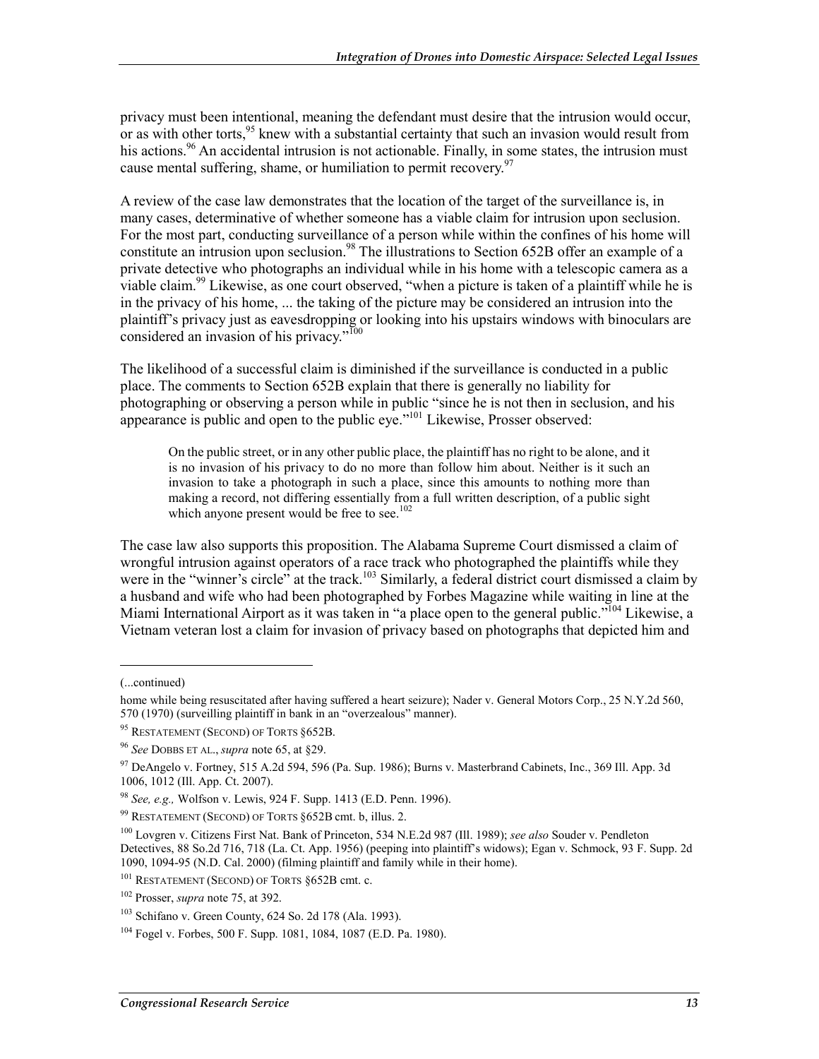privacy must been intentional, meaning the defendant must desire that the intrusion would occur, or as with other torts,[95] knew with a substantial certainty that such an invasion would result from his actions.[96] An accidental intrusion is not actionable. Finally, in some states, the intrusion must cause mental suffering, shame, or humiliation to permit recovery.[97]

A review of the case law demonstrates that the location of the target of the surveillance is, in many cases, determinative of whether someone has a viable claim for intrusion upon seclusion. For the most part, conducting surveillance of a person while within the confines of his home will constitute an intrusion upon seclusion.[98] The illustrations to Section 652B offer an example of a private detective who photographs an individual while in his home with a telescopic camera as a viable claim.[99] Likewise, as one court observed, "when a picture is taken of a plaintiff while he is in the privacy of his home, ... the taking of the picture may be considered an intrusion into the plaintiff's privacy just as eavesdropping or looking into his upstairs windows with binoculars are considered an invasion of his privacy."[100]

The likelihood of a successful claim is diminished if the surveillance is conducted in a public place. The comments to Section 652B explain that there is generally no liability for photographing or observing a person while in public "since he is not then in seclusion, and his appearance is public and open to the public eye."[101] Likewise, Prosser observed:

> On the public street, or in any other public place, the plaintiff has no right to be alone, and it is no invasion of his privacy to do no more than follow him about. Neither is it such an invasion to take a photograph in such a place, since this amounts to nothing more than making a record, not differing essentially from a full written description, of a public sight which anyone present would be free to see.[102]

The case law also supports this proposition. The Alabama Supreme Court dismissed a claim of wrongful intrusion against operators of a race track who photographed the plaintiffs while they were in the "winner's circle" at the track.[103] Similarly, a federal district court dismissed a claim by a husband and wife who had been photographed by Forbes Magazine while waiting in line at the Miami International Airport as it was taken in "a place open to the general public."[104] Likewise, a Vietnam veteran lost a claim for invasion of privacy based on photographs that depicted him and

---

(...continued)

home while being resuscitated after having suffered a heart seizure); Nader v. General Motors Corp., 25 N.Y.2d 560, 570 (1970) (surveilling plaintiff in bank in an "overzealous" manner).

[95] RESTATEMENT (SECOND) OF TORTS §652B.

[96] *See* DOBBS ET AL., *supra* note 65, at §29.

[97] DeAngelo v. Fortney, 515 A.2d 594, 596 (Pa. Sup. 1986); Burns v. Masterbrand Cabinets, Inc., 369 Ill. App. 3d 1006, 1012 (Ill. App. Ct. 2007).

[98] *See, e.g.,* Wolfson v. Lewis, 924 F. Supp. 1413 (E.D. Penn. 1996).

[99] RESTATEMENT (SECOND) OF TORTS §652B cmt. b, illus. 2.

[100] Lovgren v. Citizens First Nat. Bank of Princeton, 534 N.E.2d 987 (Ill. 1989); *see also* Souder v. Pendleton Detectives, 88 So.2d 716, 718 (La. Ct. App. 1956) (peeping into plaintiff's widows); Egan v. Schmock, 93 F. Supp. 2d 1090, 1094-95 (N.D. Cal. 2000) (filming plaintiff and family while in their home).

[101] RESTATEMENT (SECOND) OF TORTS §652B cmt. c.

[102] Prosser, *supra* note 75, at 392.

[103] Schifano v. Green County, 624 So. 2d 178 (Ala. 1993).

[104] Fogel v. Forbes, 500 F. Supp. 1081, 1084, 1087 (E.D. Pa. 1980).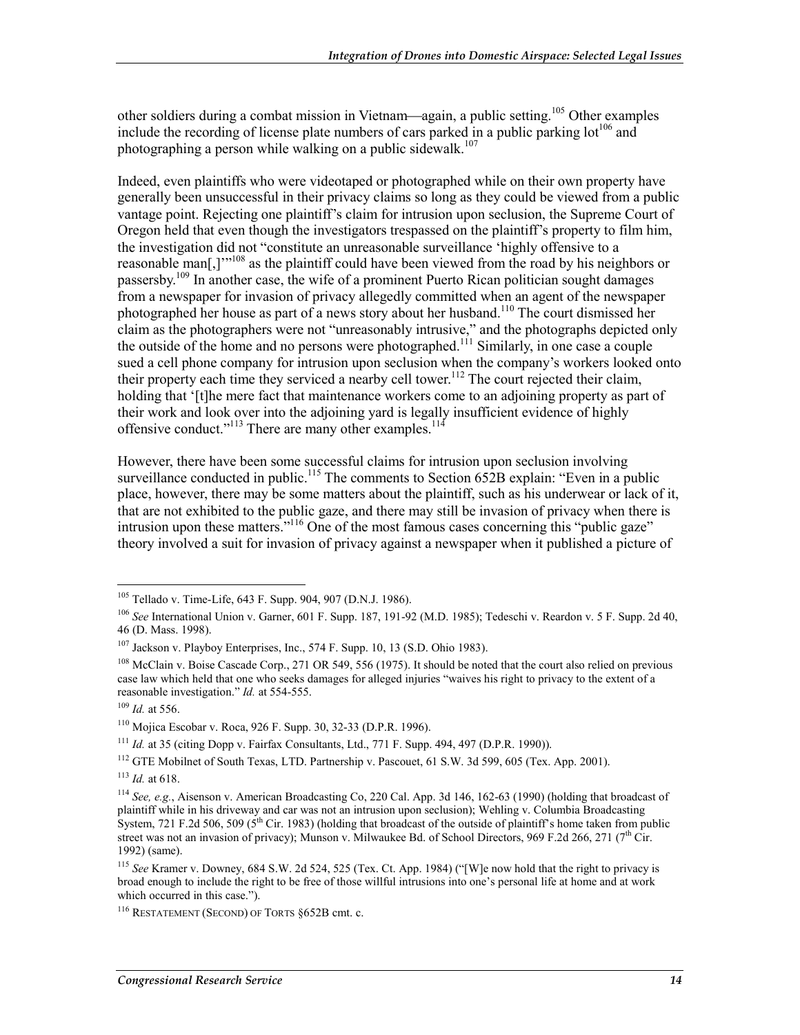other soldiers during a combat mission in Vietnam—again, a public setting.[105] Other examples include the recording of license plate numbers of cars parked in a public parking lot[106] and photographing a person while walking on a public sidewalk.[107]

Indeed, even plaintiffs who were videotaped or photographed while on their own property have generally been unsuccessful in their privacy claims so long as they could be viewed from a public vantage point. Rejecting one plaintiff's claim for intrusion upon seclusion, the Supreme Court of Oregon held that even though the investigators trespassed on the plaintiff's property to film him, the investigation did not "constitute an unreasonable surveillance 'highly offensive to a reasonable man[,]'"[108] as the plaintiff could have been viewed from the road by his neighbors or passersby.[109] In another case, the wife of a prominent Puerto Rican politician sought damages from a newspaper for invasion of privacy allegedly committed when an agent of the newspaper photographed her house as part of a news story about her husband.[110] The court dismissed her claim as the photographers were not "unreasonably intrusive," and the photographs depicted only the outside of the home and no persons were photographed.[111] Similarly, in one case a couple sued a cell phone company for intrusion upon seclusion when the company's workers looked onto their property each time they serviced a nearby cell tower.[112] The court rejected their claim, holding that '[t]he mere fact that maintenance workers come to an adjoining property as part of their work and look over into the adjoining yard is legally insufficient evidence of highly offensive conduct."[113] There are many other examples.[114]

However, there have been some successful claims for intrusion upon seclusion involving surveillance conducted in public.[115] The comments to Section 652B explain: "Even in a public place, however, there may be some matters about the plaintiff, such as his underwear or lack of it, that are not exhibited to the public gaze, and there may still be invasion of privacy when there is intrusion upon these matters."[116] One of the most famous cases concerning this "public gaze" theory involved a suit for invasion of privacy against a newspaper when it published a picture of

---

[105] Tellado v. Time-Life, 643 F. Supp. 904, 907 (D.N.J. 1986).

[106] *See* International Union v. Garner, 601 F. Supp. 187, 191-92 (M.D. 1985); Tedeschi v. Reardon v. 5 F. Supp. 2d 40, 46 (D. Mass. 1998).

[107] Jackson v. Playboy Enterprises, Inc., 574 F. Supp. 10, 13 (S.D. Ohio 1983).

[108] McClain v. Boise Cascade Corp., 271 OR 549, 556 (1975). It should be noted that the court also relied on previous case law which held that one who seeks damages for alleged injuries "waives his right to privacy to the extent of a reasonable investigation." *Id.* at 554-555.

[109] *Id.* at 556.

[110] Mojica Escobar v. Roca, 926 F. Supp. 30, 32-33 (D.P.R. 1996).

[111] *Id.* at 35 (citing Dopp v. Fairfax Consultants, Ltd., 771 F. Supp. 494, 497 (D.P.R. 1990)).

[112] GTE Mobilnet of South Texas, LTD. Partnership v. Pascouet, 61 S.W. 3d 599, 605 (Tex. App. 2001).

[113] *Id.* at 618.

[114] *See, e.g.*, Aisenson v. American Broadcasting Co, 220 Cal. App. 3d 146, 162-63 (1990) (holding that broadcast of plaintiff while in his driveway and car was not an intrusion upon seclusion); Wehling v. Columbia Broadcasting System, 721 F.2d 506, 509 (5th Cir. 1983) (holding that broadcast of the outside of plaintiff's home taken from public street was not an invasion of privacy); Munson v. Milwaukee Bd. of School Directors, 969 F.2d 266, 271 (7th Cir. 1992) (same).

[115] *See* Kramer v. Downey, 684 S.W. 2d 524, 525 (Tex. Ct. App. 1984) ("[W]e now hold that the right to privacy is broad enough to include the right to be free of those willful intrusions into one's personal life at home and at work which occurred in this case.").

[116] RESTATEMENT (SECOND) OF TORTS §652B cmt. c.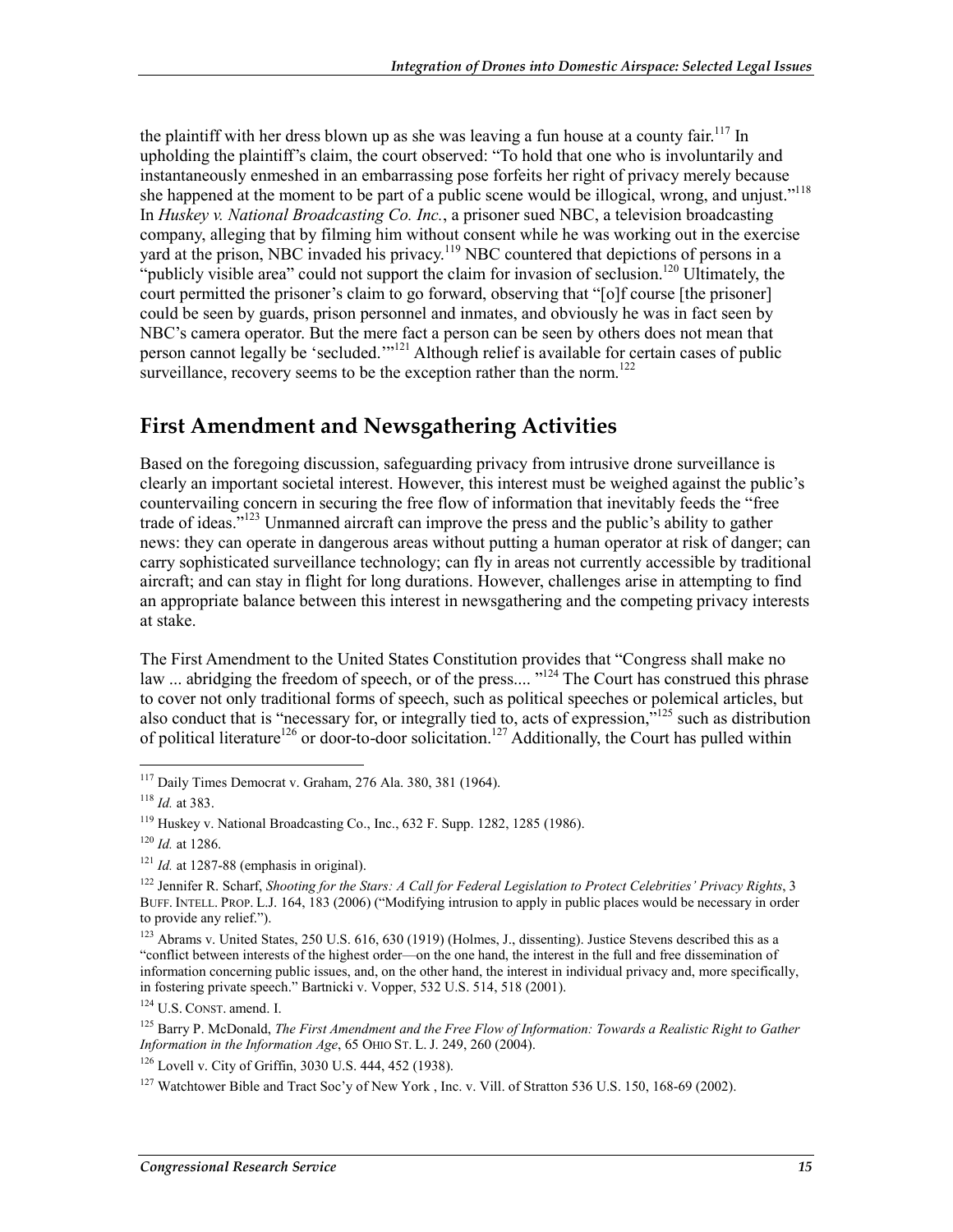the plaintiff with her dress blown up as she was leaving a fun house at a county fair.[117] In upholding the plaintiff's claim, the court observed: "To hold that one who is involuntarily and instantaneously enmeshed in an embarrassing pose forfeits her right of privacy merely because she happened at the moment to be part of a public scene would be illogical, wrong, and unjust."[118] In *Huskey v. National Broadcasting Co. Inc.*, a prisoner sued NBC, a television broadcasting company, alleging that by filming him without consent while he was working out in the exercise yard at the prison, NBC invaded his privacy.[119] NBC countered that depictions of persons in a "publicly visible area" could not support the claim for invasion of seclusion.[120] Ultimately, the court permitted the prisoner's claim to go forward, observing that "[o]f course [the prisoner] could be seen by guards, prison personnel and inmates, and obviously he was in fact seen by NBC's camera operator. But the mere fact a person can be seen by others does not mean that person cannot legally be 'secluded.'"[121] Although relief is available for certain cases of public surveillance, recovery seems to be the exception rather than the norm.[122]

## First Amendment and Newsgathering Activities

Based on the foregoing discussion, safeguarding privacy from intrusive drone surveillance is clearly an important societal interest. However, this interest must be weighed against the public's countervailing concern in securing the free flow of information that inevitably feeds the "free trade of ideas."[123] Unmanned aircraft can improve the press and the public's ability to gather news: they can operate in dangerous areas without putting a human operator at risk of danger; can carry sophisticated surveillance technology; can fly in areas not currently accessible by traditional aircraft; and can stay in flight for long durations. However, challenges arise in attempting to find an appropriate balance between this interest in newsgathering and the competing privacy interests at stake.

The First Amendment to the United States Constitution provides that "Congress shall make no law ... abridging the freedom of speech, or of the press.... "[124] The Court has construed this phrase to cover not only traditional forms of speech, such as political speeches or polemical articles, but also conduct that is "necessary for, or integrally tied to, acts of expression,"[125] such as distribution of political literature[126] or door-to-door solicitation.[127] Additionally, the Court has pulled within

---

[117] Daily Times Democrat v. Graham, 276 Ala. 380, 381 (1964).

[118] *Id.* at 383.

[119] Huskey v. National Broadcasting Co., Inc., 632 F. Supp. 1282, 1285 (1986).

[120] *Id.* at 1286.

[121] *Id.* at 1287-88 (emphasis in original).

[122] Jennifer R. Scharf, *Shooting for the Stars: A Call for Federal Legislation to Protect Celebrities' Privacy Rights*, 3 BUFF. INTELL. PROP. L.J. 164, 183 (2006) ("Modifying intrusion to apply in public places would be necessary in order to provide any relief.").

[123] Abrams v. United States, 250 U.S. 616, 630 (1919) (Holmes, J., dissenting). Justice Stevens described this as a "conflict between interests of the highest order—on the one hand, the interest in the full and free dissemination of information concerning public issues, and, on the other hand, the interest in individual privacy and, more specifically, in fostering private speech." Bartnicki v. Vopper, 532 U.S. 514, 518 (2001).

[124] U.S. CONST. amend. I.

[125] Barry P. McDonald, *The First Amendment and the Free Flow of Information: Towards a Realistic Right to Gather Information in the Information Age*, 65 OHIO ST. L. J. 249, 260 (2004).

[126] Lovell v. City of Griffin, 3030 U.S. 444, 452 (1938).

[127] Watchtower Bible and Tract Soc'y of New York , Inc. v. Vill. of Stratton 536 U.S. 150, 168-69 (2002).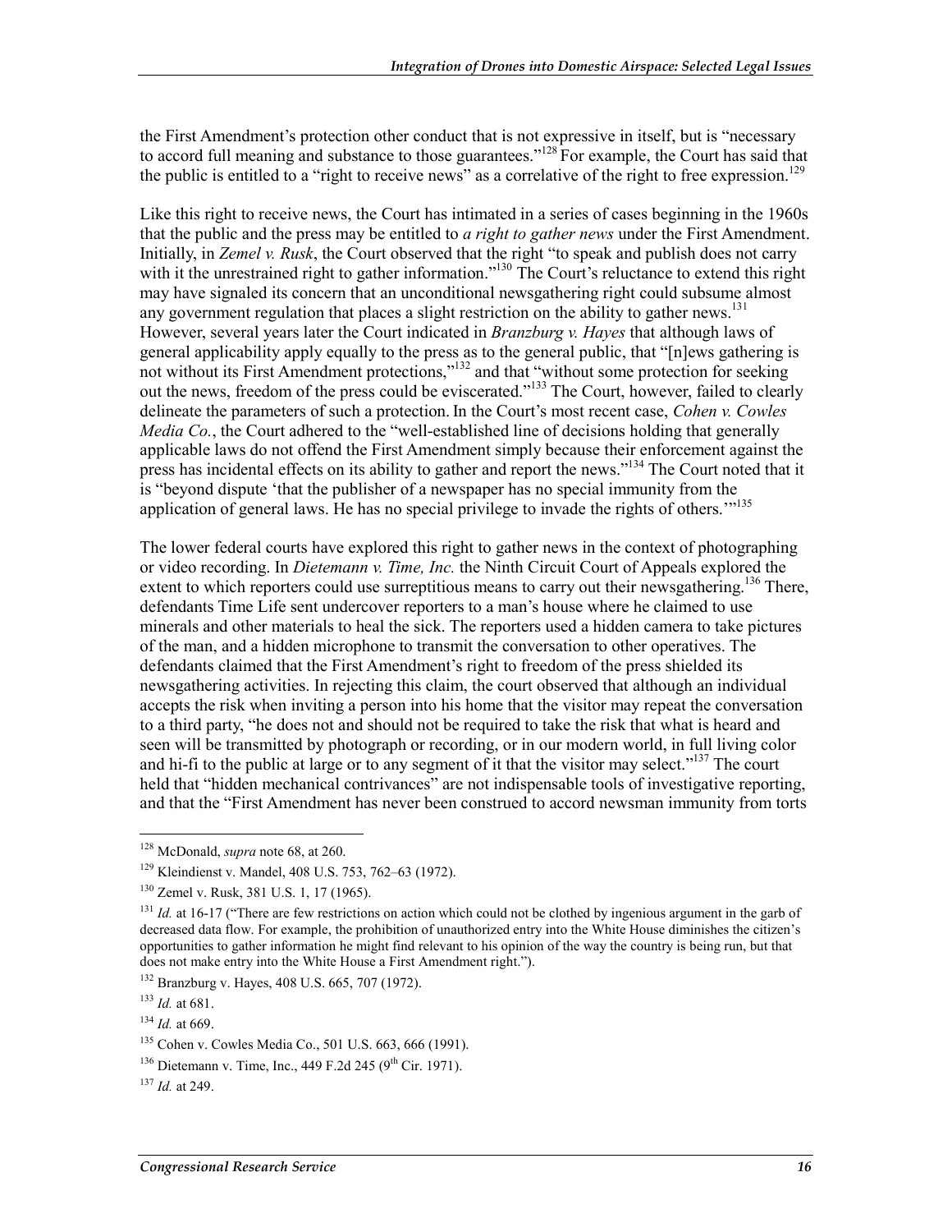the First Amendment's protection other conduct that is not expressive in itself, but is "necessary to accord full meaning and substance to those guarantees."[128] For example, the Court has said that the public is entitled to a "right to receive news" as a correlative of the right to free expression.[129]

Like this right to receive news, the Court has intimated in a series of cases beginning in the 1960s that the public and the press may be entitled to *a right to gather news* under the First Amendment. Initially, in *Zemel v. Rusk*, the Court observed that the right "to speak and publish does not carry with it the unrestrained right to gather information."[130] The Court's reluctance to extend this right may have signaled its concern that an unconditional newsgathering right could subsume almost any government regulation that places a slight restriction on the ability to gather news.[131] However, several years later the Court indicated in *Branzburg v. Hayes* that although laws of general applicability apply equally to the press as to the general public, that "[n]ews gathering is not without its First Amendment protections,"[132] and that "without some protection for seeking out the news, freedom of the press could be eviscerated."[133] The Court, however, failed to clearly delineate the parameters of such a protection. In the Court's most recent case, *Cohen v. Cowles Media Co.*, the Court adhered to the "well-established line of decisions holding that generally applicable laws do not offend the First Amendment simply because their enforcement against the press has incidental effects on its ability to gather and report the news."[134] The Court noted that it is "beyond dispute 'that the publisher of a newspaper has no special immunity from the application of general laws. He has no special privilege to invade the rights of others.'"[135]

The lower federal courts have explored this right to gather news in the context of photographing or video recording. In *Dietemann v. Time, Inc.* the Ninth Circuit Court of Appeals explored the extent to which reporters could use surreptitious means to carry out their newsgathering.[136] There, defendants Time Life sent undercover reporters to a man's house where he claimed to use minerals and other materials to heal the sick. The reporters used a hidden camera to take pictures of the man, and a hidden microphone to transmit the conversation to other operatives. The defendants claimed that the First Amendment's right to freedom of the press shielded its newsgathering activities. In rejecting this claim, the court observed that although an individual accepts the risk when inviting a person into his home that the visitor may repeat the conversation to a third party, "he does not and should not be required to take the risk that what is heard and seen will be transmitted by photograph or recording, or in our modern world, in full living color and hi-fi to the public at large or to any segment of it that the visitor may select."[137] The court held that "hidden mechanical contrivances" are not indispensable tools of investigative reporting, and that the "First Amendment has never been construed to accord newsman immunity from torts

---

[128] McDonald, *supra* note 68, at 260.

[129] Kleindienst v. Mandel, 408 U.S. 753, 762–63 (1972).

[130] Zemel v. Rusk, 381 U.S. 1, 17 (1965).

[131] *Id.* at 16-17 ("There are few restrictions on action which could not be clothed by ingenious argument in the garb of decreased data flow. For example, the prohibition of unauthorized entry into the White House diminishes the citizen's opportunities to gather information he might find relevant to his opinion of the way the country is being run, but that does not make entry into the White House a First Amendment right.").

[132] Branzburg v. Hayes, 408 U.S. 665, 707 (1972).

[133] *Id.* at 681.

[134] *Id.* at 669.

[135] Cohen v. Cowles Media Co., 501 U.S. 663, 666 (1991).

[136] Dietemann v. Time, Inc., 449 F.2d 245 (9th Cir. 1971).

[137] *Id.* at 249.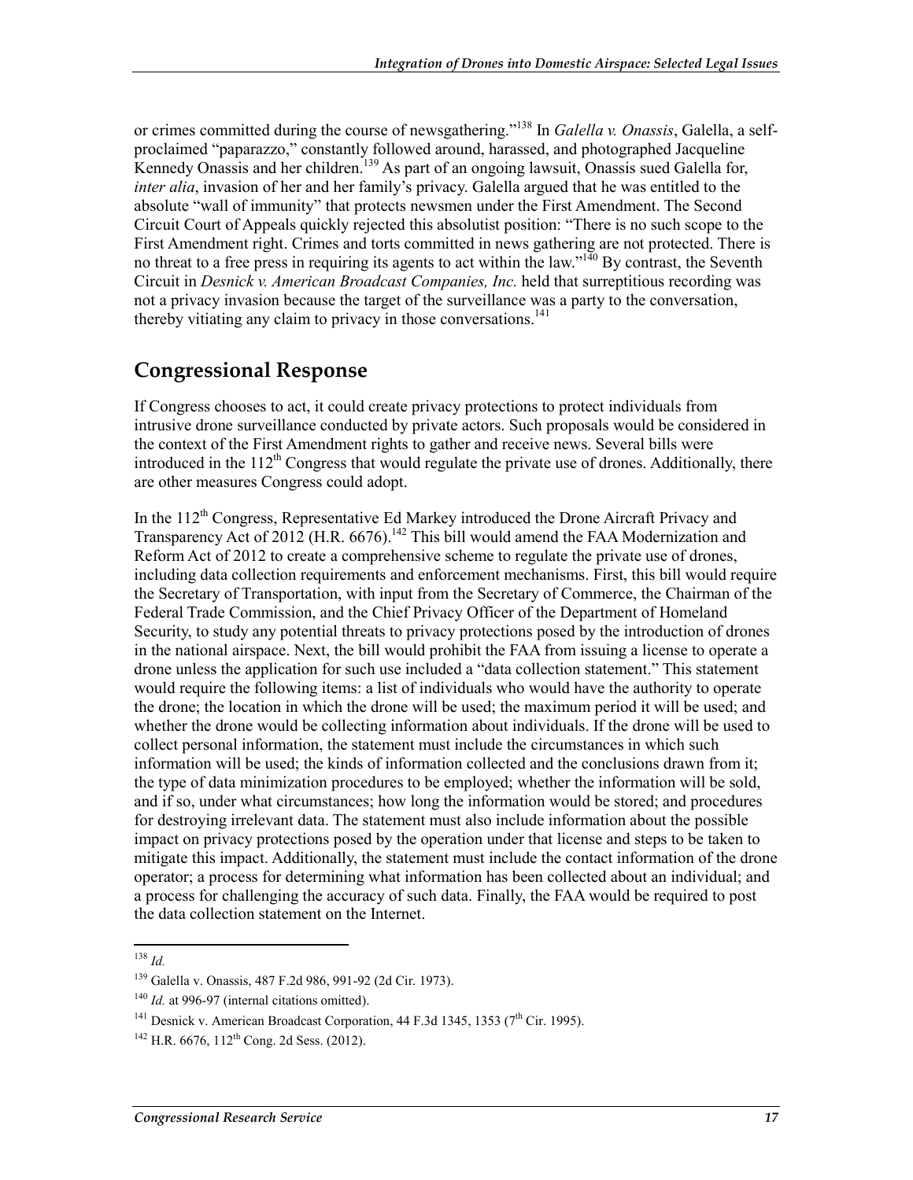or crimes committed during the course of newsgathering."[138] In *Galella v. Onassis*, Galella, a self-proclaimed "paparazzo," constantly followed around, harassed, and photographed Jacqueline Kennedy Onassis and her children.[139] As part of an ongoing lawsuit, Onassis sued Galella for, *inter alia*, invasion of her and her family's privacy. Galella argued that he was entitled to the absolute "wall of immunity" that protects newsmen under the First Amendment. The Second Circuit Court of Appeals quickly rejected this absolutist position: "There is no such scope to the First Amendment right. Crimes and torts committed in news gathering are not protected. There is no threat to a free press in requiring its agents to act within the law."[140] By contrast, the Seventh Circuit in *Desnick v. American Broadcast Companies, Inc.* held that surreptitious recording was not a privacy invasion because the target of the surveillance was a party to the conversation, thereby vitiating any claim to privacy in those conversations.[141]

## Congressional Response

If Congress chooses to act, it could create privacy protections to protect individuals from intrusive drone surveillance conducted by private actors. Such proposals would be considered in the context of the First Amendment rights to gather and receive news. Several bills were introduced in the 112th Congress that would regulate the private use of drones. Additionally, there are other measures Congress could adopt.

In the 112th Congress, Representative Ed Markey introduced the Drone Aircraft Privacy and Transparency Act of 2012 (H.R. 6676).[142] This bill would amend the FAA Modernization and Reform Act of 2012 to create a comprehensive scheme to regulate the private use of drones, including data collection requirements and enforcement mechanisms. First, this bill would require the Secretary of Transportation, with input from the Secretary of Commerce, the Chairman of the Federal Trade Commission, and the Chief Privacy Officer of the Department of Homeland Security, to study any potential threats to privacy protections posed by the introduction of drones in the national airspace. Next, the bill would prohibit the FAA from issuing a license to operate a drone unless the application for such use included a "data collection statement." This statement would require the following items: a list of individuals who would have the authority to operate the drone; the location in which the drone will be used; the maximum period it will be used; and whether the drone would be collecting information about individuals. If the drone will be used to collect personal information, the statement must include the circumstances in which such information will be used; the kinds of information collected and the conclusions drawn from it; the type of data minimization procedures to be employed; whether the information will be sold, and if so, under what circumstances; how long the information would be stored; and procedures for destroying irrelevant data. The statement must also include information about the possible impact on privacy protections posed by the operation under that license and steps to be taken to mitigate this impact. Additionally, the statement must include the contact information of the drone operator; a process for determining what information has been collected about an individual; and a process for challenging the accuracy of such data. Finally, the FAA would be required to post the data collection statement on the Internet.

---

[138] *Id.*

[139] Galella v. Onassis, 487 F.2d 986, 991-92 (2d Cir. 1973).

[140] *Id.* at 996-97 (internal citations omitted).

[141] Desnick v. American Broadcast Corporation, 44 F.3d 1345, 1353 (7th Cir. 1995).

[142] H.R. 6676, 112th Cong. 2d Sess. (2012).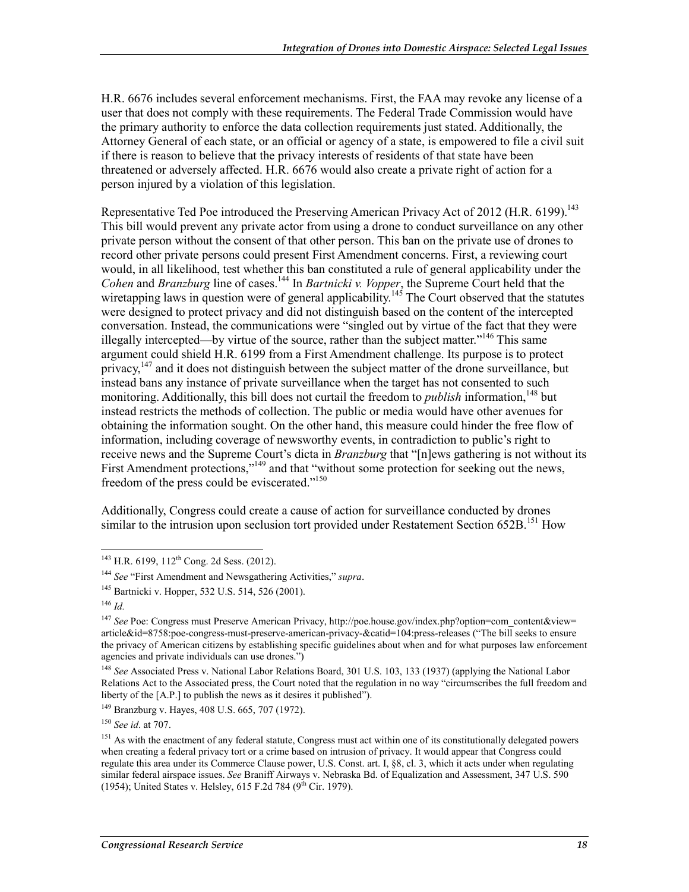H.R. 6676 includes several enforcement mechanisms. First, the FAA may revoke any license of a user that does not comply with these requirements. The Federal Trade Commission would have the primary authority to enforce the data collection requirements just stated. Additionally, the Attorney General of each state, or an official or agency of a state, is empowered to file a civil suit if there is reason to believe that the privacy interests of residents of that state have been threatened or adversely affected. H.R. 6676 would also create a private right of action for a person injured by a violation of this legislation.

Representative Ted Poe introduced the Preserving American Privacy Act of 2012 (H.R. 6199).[143] This bill would prevent any private actor from using a drone to conduct surveillance on any other private person without the consent of that other person. This ban on the private use of drones to record other private persons could present First Amendment concerns. First, a reviewing court would, in all likelihood, test whether this ban constituted a rule of general applicability under the *Cohen* and *Branzburg* line of cases.[144] In *Bartnicki v. Vopper*, the Supreme Court held that the wiretapping laws in question were of general applicability.[145] The Court observed that the statutes were designed to protect privacy and did not distinguish based on the content of the intercepted conversation. Instead, the communications were "singled out by virtue of the fact that they were illegally intercepted—by virtue of the source, rather than the subject matter."[146] This same argument could shield H.R. 6199 from a First Amendment challenge. Its purpose is to protect privacy,[147] and it does not distinguish between the subject matter of the drone surveillance, but instead bans any instance of private surveillance when the target has not consented to such monitoring. Additionally, this bill does not curtail the freedom to *publish* information,[148] but instead restricts the methods of collection. The public or media would have other avenues for obtaining the information sought. On the other hand, this measure could hinder the free flow of information, including coverage of newsworthy events, in contradiction to public's right to receive news and the Supreme Court's dicta in *Branzburg* that "[n]ews gathering is not without its First Amendment protections,"[149] and that "without some protection for seeking out the news, freedom of the press could be eviscerated."[150]

Additionally, Congress could create a cause of action for surveillance conducted by drones similar to the intrusion upon seclusion tort provided under Restatement Section 652B.[151] How

---

[143] H.R. 6199, 112th Cong. 2d Sess. (2012).

[144] *See* "First Amendment and Newsgathering Activities," *supra*.

[145] Bartnicki v. Hopper, 532 U.S. 514, 526 (2001).

[146] *Id.*

[147] *See* Poe: Congress must Preserve American Privacy, http://poe.house.gov/index.php?option=com_content&view=article&id=8758:poe-congress-must-preserve-american-privacy-&catid=104:press-releases ("The bill seeks to ensure the privacy of American citizens by establishing specific guidelines about when and for what purposes law enforcement agencies and private individuals can use drones.")

[148] *See* Associated Press v. National Labor Relations Board, 301 U.S. 103, 133 (1937) (applying the National Labor Relations Act to the Associated press, the Court noted that the regulation in no way "circumscribes the full freedom and liberty of the [A.P.] to publish the news as it desires it published").

[149] Branzburg v. Hayes, 408 U.S. 665, 707 (1972).

[150] *See id*. at 707.

[151] As with the enactment of any federal statute, Congress must act within one of its constitutionally delegated powers when creating a federal privacy tort or a crime based on intrusion of privacy. It would appear that Congress could regulate this area under its Commerce Clause power, U.S. Const. art. I, §8, cl. 3, which it acts under when regulating similar federal airspace issues. *See* Braniff Airways v. Nebraska Bd. of Equalization and Assessment, 347 U.S. 590 (1954); United States v. Helsley, 615 F.2d 784 (9th Cir. 1979).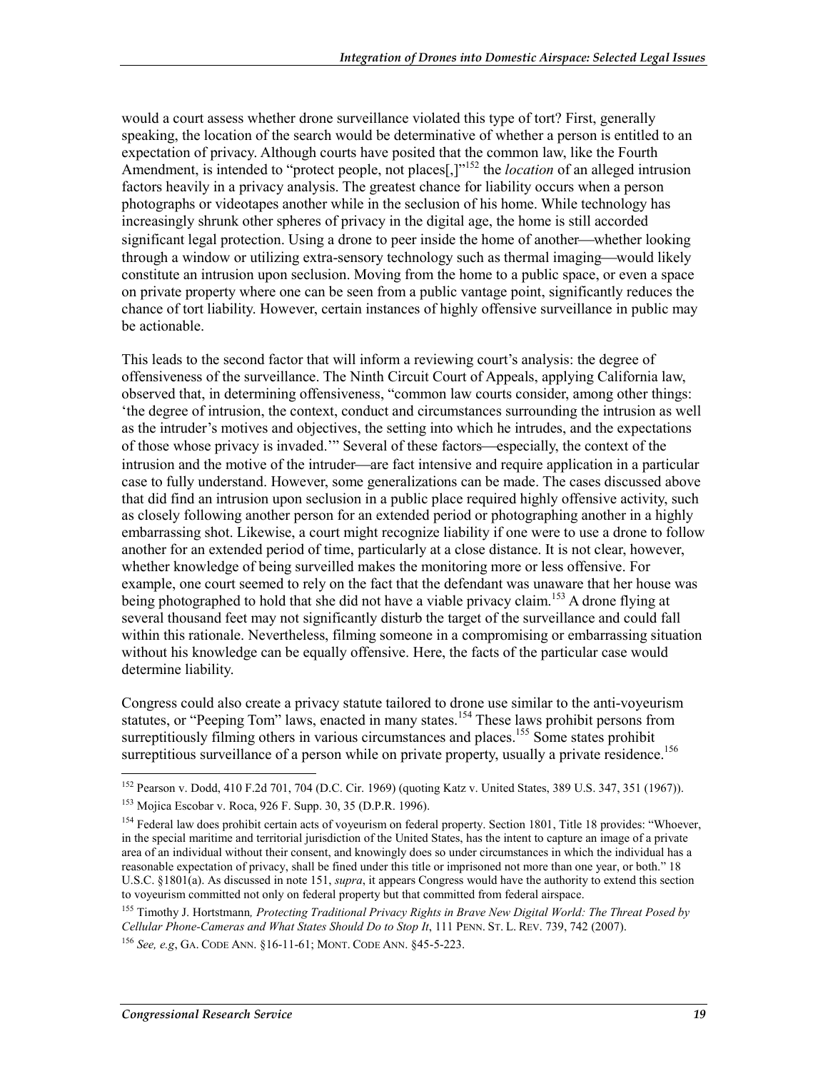would a court assess whether drone surveillance violated this type of tort? First, generally speaking, the location of the search would be determinative of whether a person is entitled to an expectation of privacy. Although courts have posited that the common law, like the Fourth Amendment, is intended to "protect people, not places[,]"[152] the *location* of an alleged intrusion factors heavily in a privacy analysis. The greatest chance for liability occurs when a person photographs or videotapes another while in the seclusion of his home. While technology has increasingly shrunk other spheres of privacy in the digital age, the home is still accorded significant legal protection. Using a drone to peer inside the home of another—whether looking through a window or utilizing extra-sensory technology such as thermal imaging—would likely constitute an intrusion upon seclusion. Moving from the home to a public space, or even a space on private property where one can be seen from a public vantage point, significantly reduces the chance of tort liability. However, certain instances of highly offensive surveillance in public may be actionable.

This leads to the second factor that will inform a reviewing court's analysis: the degree of offensiveness of the surveillance. The Ninth Circuit Court of Appeals, applying California law, observed that, in determining offensiveness, "common law courts consider, among other things: 'the degree of intrusion, the context, conduct and circumstances surrounding the intrusion as well as the intruder's motives and objectives, the setting into which he intrudes, and the expectations of those whose privacy is invaded.'" Several of these factors—especially, the context of the intrusion and the motive of the intruder—are fact intensive and require application in a particular case to fully understand. However, some generalizations can be made. The cases discussed above that did find an intrusion upon seclusion in a public place required highly offensive activity, such as closely following another person for an extended period or photographing another in a highly embarrassing shot. Likewise, a court might recognize liability if one were to use a drone to follow another for an extended period of time, particularly at a close distance. It is not clear, however, whether knowledge of being surveilled makes the monitoring more or less offensive. For example, one court seemed to rely on the fact that the defendant was unaware that her house was being photographed to hold that she did not have a viable privacy claim.[153] A drone flying at several thousand feet may not significantly disturb the target of the surveillance and could fall within this rationale. Nevertheless, filming someone in a compromising or embarrassing situation without his knowledge can be equally offensive. Here, the facts of the particular case would determine liability.

Congress could also create a privacy statute tailored to drone use similar to the anti-voyeurism statutes, or "Peeping Tom" laws, enacted in many states.[154] These laws prohibit persons from surreptitiously filming others in various circumstances and places.[155] Some states prohibit surreptitious surveillance of a person while on private property, usually a private residence.[156]

---

[152] Pearson v. Dodd, 410 F.2d 701, 704 (D.C. Cir. 1969) (quoting Katz v. United States, 389 U.S. 347, 351 (1967)).

[153] Mojica Escobar v. Roca, 926 F. Supp. 30, 35 (D.P.R. 1996).

[154] Federal law does prohibit certain acts of voyeurism on federal property. Section 1801, Title 18 provides: "Whoever, in the special maritime and territorial jurisdiction of the United States, has the intent to capture an image of a private area of an individual without their consent, and knowingly does so under circumstances in which the individual has a reasonable expectation of privacy, shall be fined under this title or imprisoned not more than one year, or both." 18 U.S.C. §1801(a). As discussed in note 151, *supra*, it appears Congress would have the authority to extend this section to voyeurism committed not only on federal property but that committed from federal airspace.

[155] Timothy J. Hortstmann*, Protecting Traditional Privacy Rights in Brave New Digital World: The Threat Posed by Cellular Phone-Cameras and What States Should Do to Stop It*, 111 PENN. ST. L. REV. 739, 742 (2007).

[156] *See, e.g*, GA. CODE ANN. §16-11-61; MONT. CODE ANN. §45-5-223.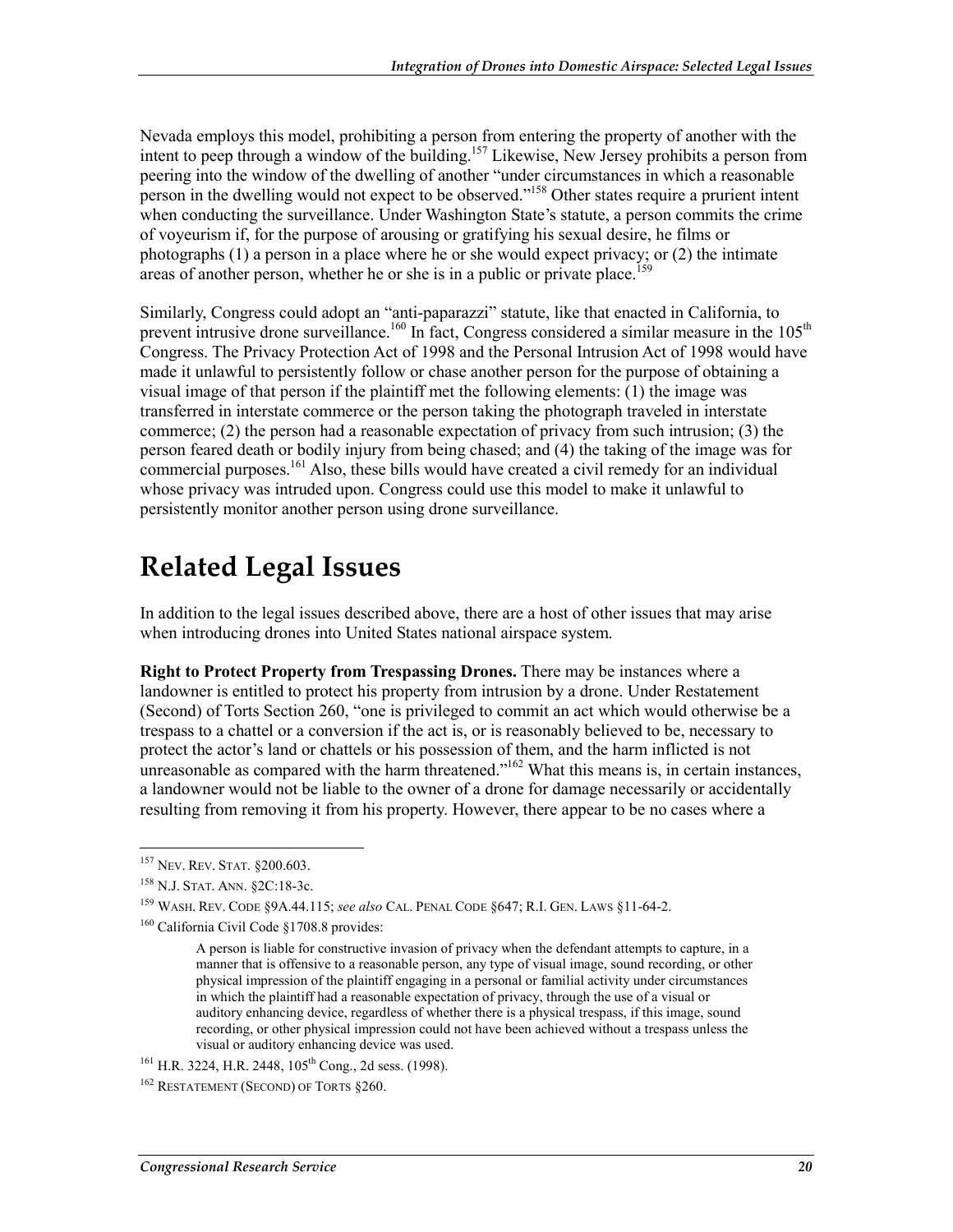Nevada employs this model, prohibiting a person from entering the property of another with the intent to peep through a window of the building.[157] Likewise, New Jersey prohibits a person from peering into the window of the dwelling of another "under circumstances in which a reasonable person in the dwelling would not expect to be observed."[158] Other states require a prurient intent when conducting the surveillance. Under Washington State's statute, a person commits the crime of voyeurism if, for the purpose of arousing or gratifying his sexual desire, he films or photographs (1) a person in a place where he or she would expect privacy; or (2) the intimate areas of another person, whether he or she is in a public or private place.[159]

Similarly, Congress could adopt an "anti-paparazzi" statute, like that enacted in California, to prevent intrusive drone surveillance.[160] In fact, Congress considered a similar measure in the 105th Congress. The Privacy Protection Act of 1998 and the Personal Intrusion Act of 1998 would have made it unlawful to persistently follow or chase another person for the purpose of obtaining a visual image of that person if the plaintiff met the following elements: (1) the image was transferred in interstate commerce or the person taking the photograph traveled in interstate commerce; (2) the person had a reasonable expectation of privacy from such intrusion; (3) the person feared death or bodily injury from being chased; and (4) the taking of the image was for commercial purposes.[161] Also, these bills would have created a civil remedy for an individual whose privacy was intruded upon. Congress could use this model to make it unlawful to persistently monitor another person using drone surveillance.

# Related Legal Issues

In addition to the legal issues described above, there are a host of other issues that may arise when introducing drones into United States national airspace system.

**Right to Protect Property from Trespassing Drones.** There may be instances where a landowner is entitled to protect his property from intrusion by a drone. Under Restatement (Second) of Torts Section 260, "one is privileged to commit an act which would otherwise be a trespass to a chattel or a conversion if the act is, or is reasonably believed to be, necessary to protect the actor's land or chattels or his possession of them, and the harm inflicted is not unreasonable as compared with the harm threatened."[162] What this means is, in certain instances, a landowner would not be liable to the owner of a drone for damage necessarily or accidentally resulting from removing it from his property. However, there appear to be no cases where a

---

[157] NEV. REV. STAT. §200.603.

[158] N.J. STAT. ANN. §2C:18-3c.

[159] WASH. REV. CODE §9A.44.115; *see also* CAL. PENAL CODE §647; R.I. GEN. LAWS §11-64-2.

[160] California Civil Code §1708.8 provides:

> A person is liable for constructive invasion of privacy when the defendant attempts to capture, in a manner that is offensive to a reasonable person, any type of visual image, sound recording, or other physical impression of the plaintiff engaging in a personal or familial activity under circumstances in which the plaintiff had a reasonable expectation of privacy, through the use of a visual or auditory enhancing device, regardless of whether there is a physical trespass, if this image, sound recording, or other physical impression could not have been achieved without a trespass unless the visual or auditory enhancing device was used.

[161] H.R. 3224, H.R. 2448, 105th Cong., 2d sess. (1998).

[162] RESTATEMENT (SECOND) OF TORTS §260.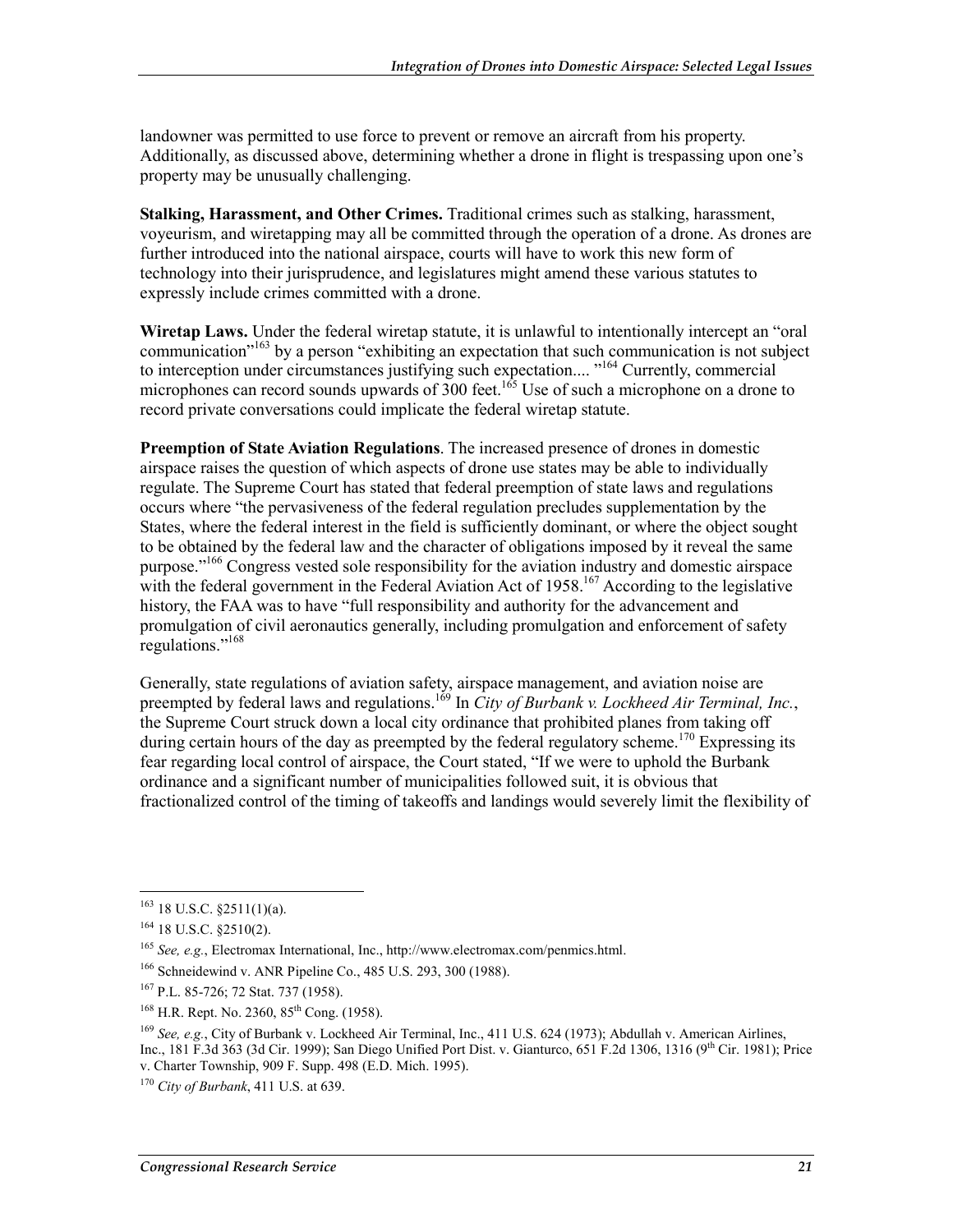landowner was permitted to use force to prevent or remove an aircraft from his property. Additionally, as discussed above, determining whether a drone in flight is trespassing upon one's property may be unusually challenging.

**Stalking, Harassment, and Other Crimes.** Traditional crimes such as stalking, harassment, voyeurism, and wiretapping may all be committed through the operation of a drone. As drones are further introduced into the national airspace, courts will have to work this new form of technology into their jurisprudence, and legislatures might amend these various statutes to expressly include crimes committed with a drone.

**Wiretap Laws.** Under the federal wiretap statute, it is unlawful to intentionally intercept an "oral communication"[163] by a person "exhibiting an expectation that such communication is not subject to interception under circumstances justifying such expectation.... "[164] Currently, commercial microphones can record sounds upwards of 300 feet.[165] Use of such a microphone on a drone to record private conversations could implicate the federal wiretap statute.

**Preemption of State Aviation Regulations**. The increased presence of drones in domestic airspace raises the question of which aspects of drone use states may be able to individually regulate. The Supreme Court has stated that federal preemption of state laws and regulations occurs where "the pervasiveness of the federal regulation precludes supplementation by the States, where the federal interest in the field is sufficiently dominant, or where the object sought to be obtained by the federal law and the character of obligations imposed by it reveal the same purpose."[166] Congress vested sole responsibility for the aviation industry and domestic airspace with the federal government in the Federal Aviation Act of 1958.[167] According to the legislative history, the FAA was to have "full responsibility and authority for the advancement and promulgation of civil aeronautics generally, including promulgation and enforcement of safety regulations."[168]

Generally, state regulations of aviation safety, airspace management, and aviation noise are preempted by federal laws and regulations.[169] In *City of Burbank v. Lockheed Air Terminal, Inc.*, the Supreme Court struck down a local city ordinance that prohibited planes from taking off during certain hours of the day as preempted by the federal regulatory scheme.[170] Expressing its fear regarding local control of airspace, the Court stated, "If we were to uphold the Burbank ordinance and a significant number of municipalities followed suit, it is obvious that fractionalized control of the timing of takeoffs and landings would severely limit the flexibility of

---

[163] 18 U.S.C. §2511(1)(a).

[164] 18 U.S.C. §2510(2).

[165] *See, e.g.*, Electromax International, Inc., http://www.electromax.com/penmics.html.

[166] Schneidewind v. ANR Pipeline Co., 485 U.S. 293, 300 (1988).

[167] P.L. 85-726; 72 Stat. 737 (1958).

[168] H.R. Rept. No. 2360, 85th Cong. (1958).

[169] *See, e.g.*, City of Burbank v. Lockheed Air Terminal, Inc., 411 U.S. 624 (1973); Abdullah v. American Airlines, Inc., 181 F.3d 363 (3d Cir. 1999); San Diego Unified Port Dist. v. Gianturco, 651 F.2d 1306, 1316 (9th Cir. 1981); Price v. Charter Township, 909 F. Supp. 498 (E.D. Mich. 1995).

[170] *City of Burbank*, 411 U.S. at 639.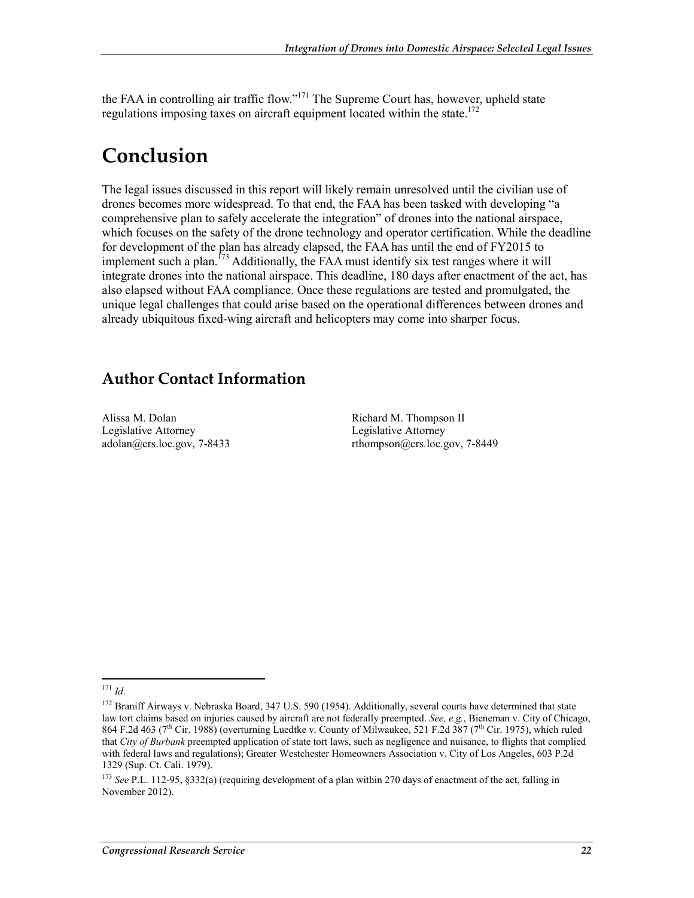the FAA in controlling air traffic flow."[171] The Supreme Court has, however, upheld state regulations imposing taxes on aircraft equipment located within the state.[172]

# Conclusion

The legal issues discussed in this report will likely remain unresolved until the civilian use of drones becomes more widespread. To that end, the FAA has been tasked with developing "a comprehensive plan to safely accelerate the integration" of drones into the national airspace, which focuses on the safety of the drone technology and operator certification. While the deadline for development of the plan has already elapsed, the FAA has until the end of FY2015 to implement such a plan.[173] Additionally, the FAA must identify six test ranges where it will integrate drones into the national airspace. This deadline, 180 days after enactment of the act, has also elapsed without FAA compliance. Once these regulations are tested and promulgated, the unique legal challenges that could arise based on the operational differences between drones and already ubiquitous fixed-wing aircraft and helicopters may come into sharper focus.

## Author Contact Information

Alissa M. Dolan
Legislative Attorney
adolan@crs.loc.gov, 7-8433

Richard M. Thompson II
Legislative Attorney
rthompson@crs.loc.gov, 7-8449

---

[171] *Id.*

[172] Braniff Airways v. Nebraska Board, 347 U.S. 590 (1954). Additionally, several courts have determined that state law tort claims based on injuries caused by aircraft are not federally preempted. *See, e.g.*, Bieneman v. City of Chicago, 864 F.2d 463 (7th Cir. 1988) (overturning Luedtke v. County of Milwaukee, 521 F.2d 387 (7th Cir. 1975), which ruled that *City of Burbank* preempted application of state tort laws, such as negligence and nuisance, to flights that complied with federal laws and regulations); Greater Westchester Homeowners Association v. City of Los Angeles, 603 P.2d 1329 (Sup. Ct. Cali. 1979).

[173] *See* P.L. 112-95, §332(a) (requiring development of a plan within 270 days of enactment of the act, falling in November 2012).